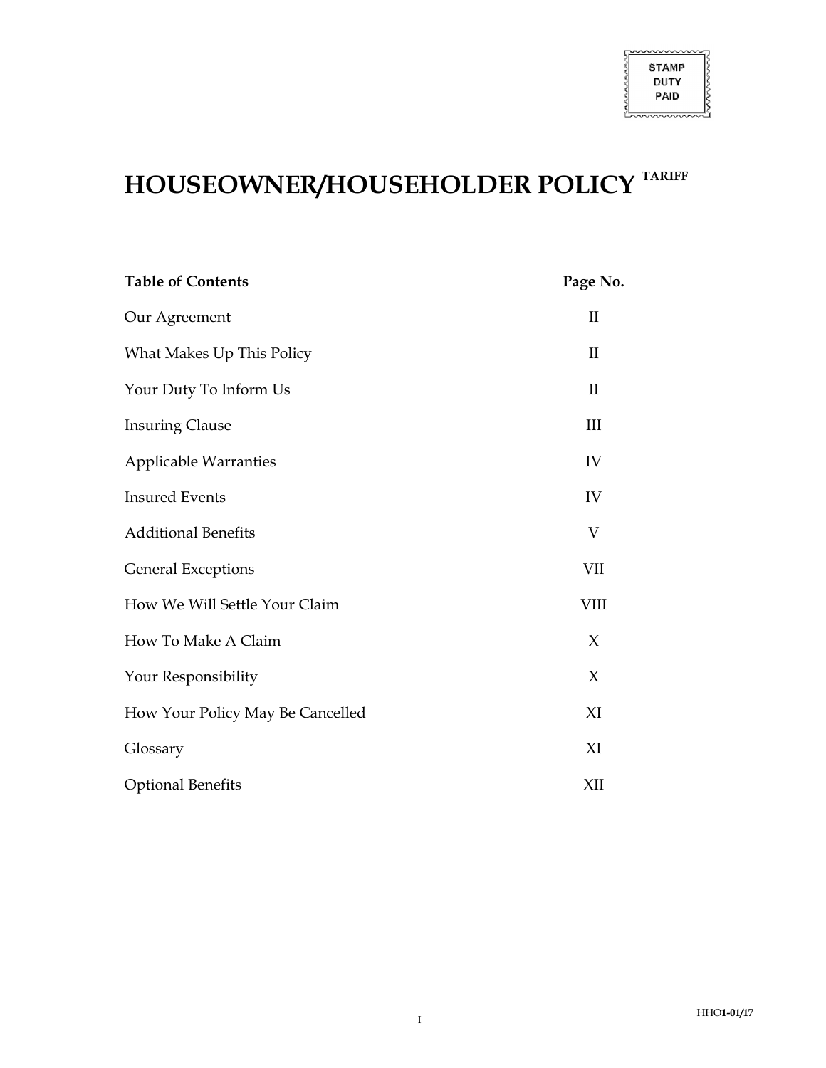STAMP DUTY PAID

# HOUSEOWNER/HOUSEHOLDER POLICY TARIFF

| Table of Contents | Page No. |
| --- | --- |
| Our Agreement | II |
| What Makes Up This Policy | II |
| Your Duty To Inform Us | II |
| Insuring Clause | III |
| Applicable Warranties | IV |
| Insured Events | IV |
| Additional Benefits | V |
| General Exceptions | VII |
| How We Will Settle Your Claim | VIII |
| How To Make A Claim | X |
| Your Responsibility | X |
| How Your Policy May Be Cancelled | XI |
| Glossary | XI |
| Optional Benefits | XII |

HHO1-01/17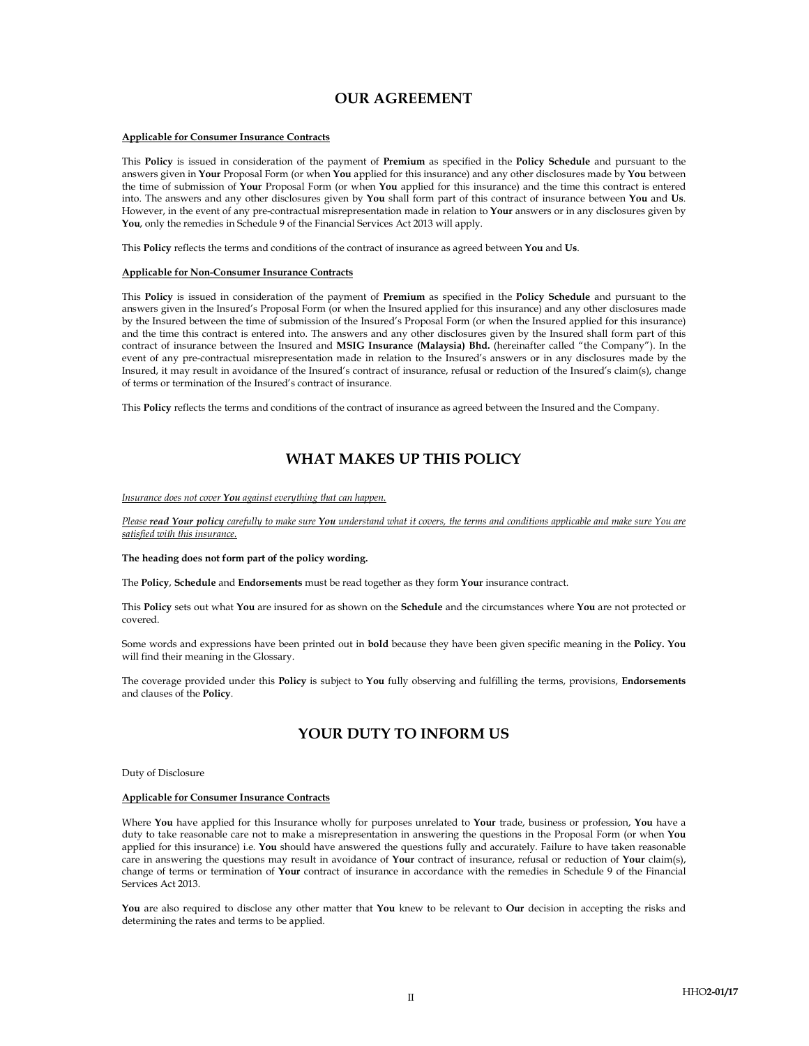## OUR AGREEMENT

**Applicable for Consumer Insurance Contracts**

This **Policy** is issued in consideration of the payment of **Premium** as specified in the **Policy Schedule** and pursuant to the answers given in **Your** Proposal Form (or when **You** applied for this insurance) and any other disclosures made by **You** between the time of submission of **Your** Proposal Form (or when **You** applied for this insurance) and the time this contract is entered into. The answers and any other disclosures given by **You** shall form part of this contract of insurance between **You** and **Us**. However, in the event of any pre-contractual misrepresentation made in relation to **Your** answers or in any disclosures given by **You**, only the remedies in Schedule 9 of the Financial Services Act 2013 will apply.

This **Policy** reflects the terms and conditions of the contract of insurance as agreed between **You** and **Us**.

**Applicable for Non-Consumer Insurance Contracts**

This **Policy** is issued in consideration of the payment of **Premium** as specified in the **Policy Schedule** and pursuant to the answers given in the Insured's Proposal Form (or when the Insured applied for this insurance) and any other disclosures made by the Insured between the time of submission of the Insured's Proposal Form (or when the Insured applied for this insurance) and the time this contract is entered into. The answers and any other disclosures given by the Insured shall form part of this contract of insurance between the Insured and **MSIG Insurance (Malaysia) Bhd.** (hereinafter called "the Company"). In the event of any pre-contractual misrepresentation made in relation to the Insured's answers or in any disclosures made by the Insured, it may result in avoidance of the Insured's contract of insurance, refusal or reduction of the Insured's claim(s), change of terms or termination of the Insured's contract of insurance.

This **Policy** reflects the terms and conditions of the contract of insurance as agreed between the Insured and the Company.

## WHAT MAKES UP THIS POLICY

*Insurance does not cover **You** against everything that can happen.*

*Please **read Your policy** carefully to make sure **You** understand what it covers, the terms and conditions applicable and make sure You are satisfied with this insurance.*

**The heading does not form part of the policy wording.**

The **Policy**, **Schedule** and **Endorsements** must be read together as they form **Your** insurance contract.

This **Policy** sets out what **You** are insured for as shown on the **Schedule** and the circumstances where **You** are not protected or covered.

Some words and expressions have been printed out in **bold** because they have been given specific meaning in the **Policy. You** will find their meaning in the Glossary.

The coverage provided under this **Policy** is subject to **You** fully observing and fulfilling the terms, provisions, **Endorsements** and clauses of the **Policy**.

## YOUR DUTY TO INFORM US

Duty of Disclosure

**Applicable for Consumer Insurance Contracts**

Where **You** have applied for this Insurance wholly for purposes unrelated to **Your** trade, business or profession, **You** have a duty to take reasonable care not to make a misrepresentation in answering the questions in the Proposal Form (or when **You** applied for this insurance) i.e. **You** should have answered the questions fully and accurately. Failure to have taken reasonable care in answering the questions may result in avoidance of **Your** contract of insurance, refusal or reduction of **Your** claim(s), change of terms or termination of **Your** contract of insurance in accordance with the remedies in Schedule 9 of the Financial Services Act 2013.

**You** are also required to disclose any other matter that **You** knew to be relevant to **Our** decision in accepting the risks and determining the rates and terms to be applied.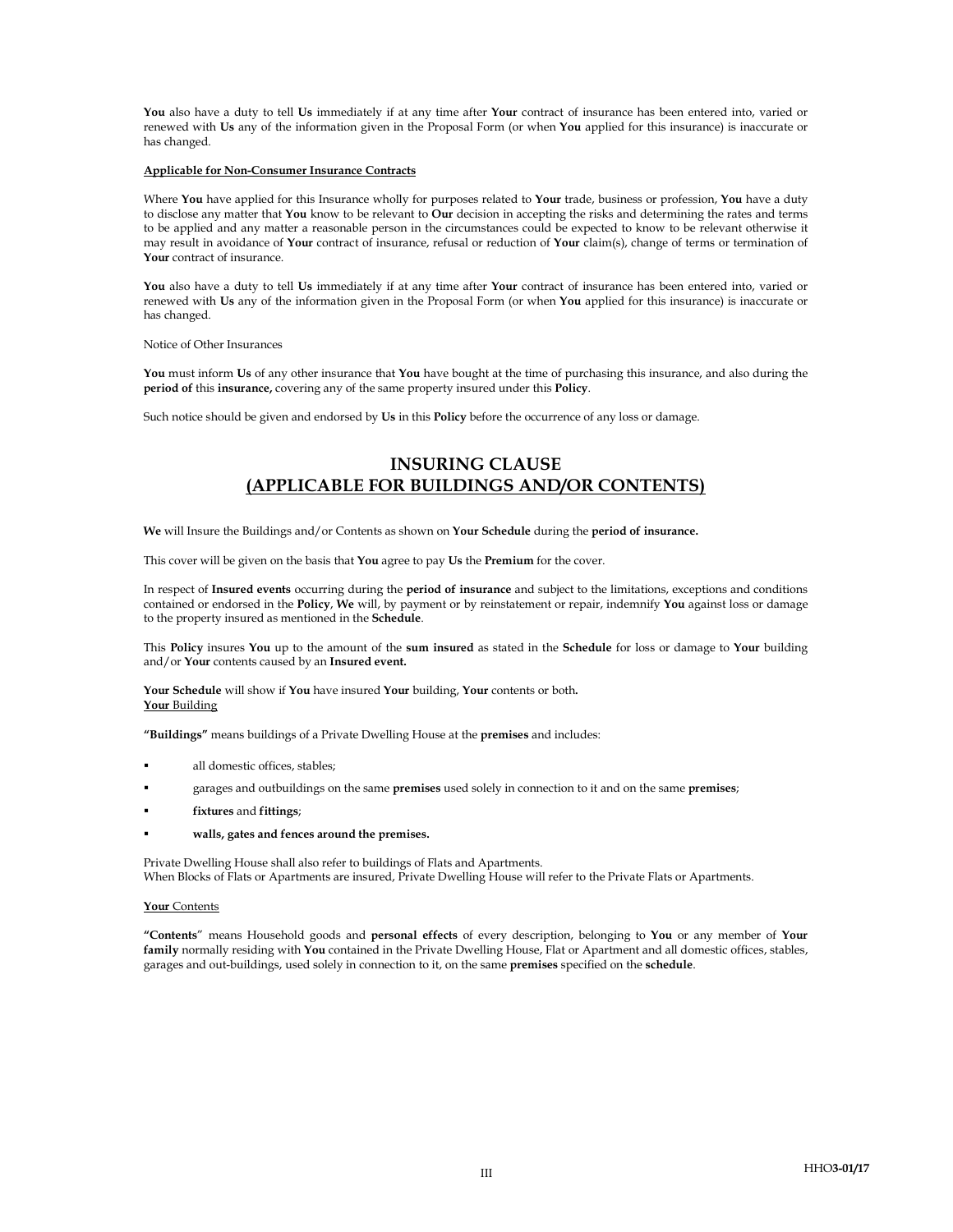**You** also have a duty to tell **Us** immediately if at any time after **Your** contract of insurance has been entered into, varied or renewed with **Us** any of the information given in the Proposal Form (or when **You** applied for this insurance) is inaccurate or has changed.

**Applicable for Non-Consumer Insurance Contracts**

Where **You** have applied for this Insurance wholly for purposes related to **Your** trade, business or profession, **You** have a duty to disclose any matter that **You** know to be relevant to **Our** decision in accepting the risks and determining the rates and terms to be applied and any matter a reasonable person in the circumstances could be expected to know to be relevant otherwise it may result in avoidance of **Your** contract of insurance, refusal or reduction of **Your** claim(s), change of terms or termination of **Your** contract of insurance.

**You** also have a duty to tell **Us** immediately if at any time after **Your** contract of insurance has been entered into, varied or renewed with **Us** any of the information given in the Proposal Form (or when **You** applied for this insurance) is inaccurate or has changed.

Notice of Other Insurances

**You** must inform **Us** of any other insurance that **You** have bought at the time of purchasing this insurance, and also during the **period of** this **insurance,** covering any of the same property insured under this **Policy**.

Such notice should be given and endorsed by **Us** in this **Policy** before the occurrence of any loss or damage.

## INSURING CLAUSE
## (APPLICABLE FOR BUILDINGS AND/OR CONTENTS)

**We** will Insure the Buildings and/or Contents as shown on **Your Schedule** during the **period of insurance.**

This cover will be given on the basis that **You** agree to pay **Us** the **Premium** for the cover.

In respect of **Insured events** occurring during the **period of insurance** and subject to the limitations, exceptions and conditions contained or endorsed in the **Policy**, **We** will, by payment or by reinstatement or repair, indemnify **You** against loss or damage to the property insured as mentioned in the **Schedule**.

This **Policy** insures **You** up to the amount of the **sum insured** as stated in the **Schedule** for loss or damage to **Your** building and/or **Your** contents caused by an **Insured event.**

**Your Schedule** will show if **You** have insured **Your** building, **Your** contents or both**.**

**Your** Building

**"Buildings"** means buildings of a Private Dwelling House at the **premises** and includes:

- all domestic offices, stables;
- garages and outbuildings on the same **premises** used solely in connection to it and on the same **premises**;
- **fixtures** and **fittings**;
- **walls, gates and fences around the premises.**

Private Dwelling House shall also refer to buildings of Flats and Apartments.
When Blocks of Flats or Apartments are insured, Private Dwelling House will refer to the Private Flats or Apartments.

**Your** Contents

**"Contents"** means Household goods and **personal effects** of every description, belonging to **You** or any member of **Your family** normally residing with **You** contained in the Private Dwelling House, Flat or Apartment and all domestic offices, stables, garages and out-buildings, used solely in connection to it, on the same **premises** specified on the **schedule**.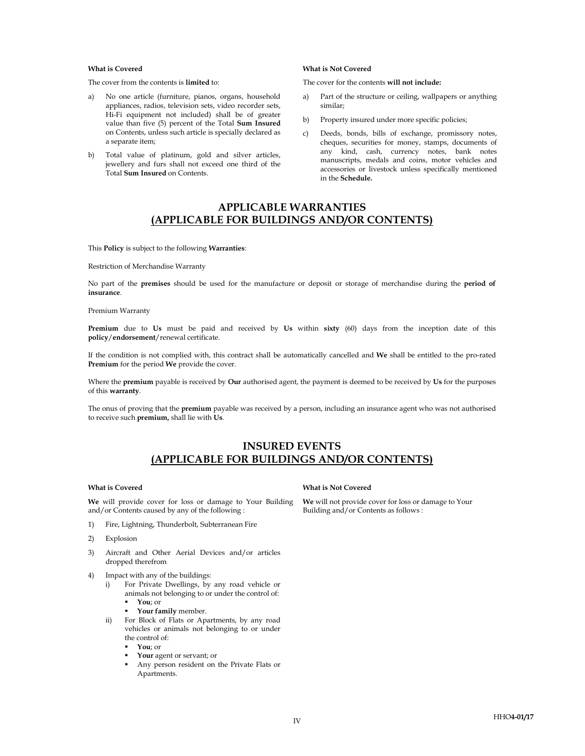**What is Covered**

The cover from the contents is **limited** to:

a) No one article (furniture, pianos, organs, household appliances, radios, television sets, video recorder sets, Hi-Fi equipment not included) shall be of greater value than five (5) percent of the Total **Sum Insured** on Contents, unless such article is specially declared as a separate item;

b) Total value of platinum, gold and silver articles, jewellery and furs shall not exceed one third of the Total **Sum Insured** on Contents.

**What is Not Covered**

The cover for the contents **will not include:**

a) Part of the structure or ceiling, wallpapers or anything similar;

b) Property insured under more specific policies;

c) Deeds, bonds, bills of exchange, promissory notes, cheques, securities for money, stamps, documents of any kind, cash, currency notes, bank notes manuscripts, medals and coins, motor vehicles and accessories or livestock unless specifically mentioned in the **Schedule.**

## APPLICABLE WARRANTIES (APPLICABLE FOR BUILDINGS AND/OR CONTENTS)

This **Policy** is subject to the following **Warranties**:

Restriction of Merchandise Warranty

No part of the **premises** should be used for the manufacture or deposit or storage of merchandise during the **period of insurance**.

Premium Warranty

**Premium** due to **Us** must be paid and received by **Us** within **sixty** (60) days from the inception date of this **policy**/**endorsement**/renewal certificate.

If the condition is not complied with, this contract shall be automatically cancelled and **We** shall be entitled to the pro-rated **Premium** for the period **We** provide the cover.

Where the **premium** payable is received by **Our** authorised agent, the payment is deemed to be received by **Us** for the purposes of this **warranty**.

The onus of proving that the **premium** payable was received by a person, including an insurance agent who was not authorised to receive such **premium,** shall lie with **Us**.

## INSURED EVENTS (APPLICABLE FOR BUILDINGS AND/OR CONTENTS)

**What is Covered**

**We** will provide cover for loss or damage to Your Building and/or Contents caused by any of the following :

1) Fire, Lightning, Thunderbolt, Subterranean Fire
2) Explosion
3) Aircraft and Other Aerial Devices and/or articles dropped therefrom
4) Impact with any of the buildings:
   i) For Private Dwellings, by any road vehicle or animals not belonging to or under the control of:
      - **You**; or
      - **Your family** member.
   ii) For Block of Flats or Apartments, by any road vehicles or animals not belonging to or under the control of:
      - **You**; or
      - **Your** agent or servant; or
      - Any person resident on the Private Flats or Apartments.

**What is Not Covered**

**We** will not provide cover for loss or damage to Your Building and/or Contents as follows :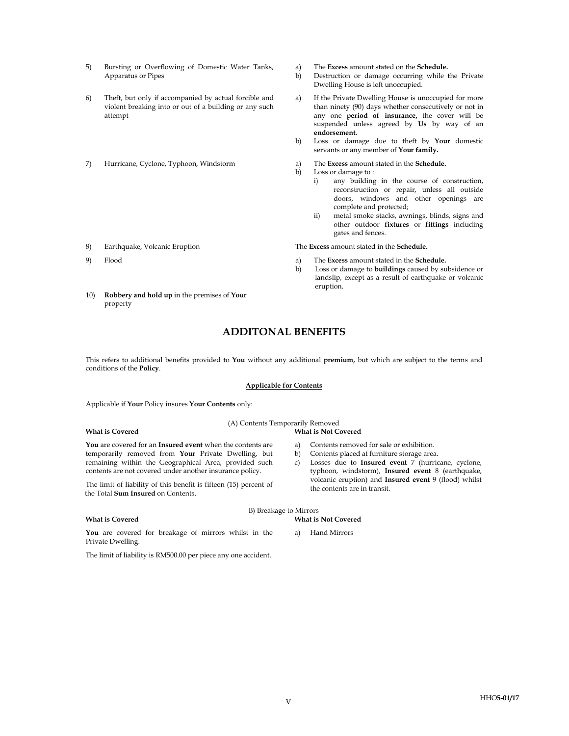| | | |
|---|---|---|
| 5) | Bursting or Overflowing of Domestic Water Tanks, Apparatus or Pipes | a) The **Excess** amount stated on the **Schedule.**<br>b) Destruction or damage occurring while the Private Dwelling House is left unoccupied. |
| 6) | Theft, but only if accompanied by actual forcible and violent breaking into or out of a building or any such attempt | a) If the Private Dwelling House is unoccupied for more than ninety (90) days whether consecutively or not in any one **period of insurance,** the cover will be suspended unless agreed by **Us** by way of an **endorsement.**<br>b) Loss or damage due to theft by **Your** domestic servants or any member of **Your family.** |
| 7) | Hurricane, Cyclone, Typhoon, Windstorm | a) The **Excess** amount stated in the **Schedule.**<br>b) Loss or damage to :<br>i) any building in the course of construction, reconstruction or repair, unless all outside doors, windows and other openings are complete and protected;<br>ii) metal smoke stacks, awnings, blinds, signs and other outdoor **fixtures** or **fittings** including gates and fences. |
| 8) | Earthquake, Volcanic Eruption | The **Excess** amount stated in the **Schedule.** |
| 9) | Flood | a) The **Excess** amount stated in the **Schedule.**<br>b) Loss or damage to **buildings** caused by subsidence or landslip, except as a result of earthquake or volcanic eruption. |
| 10) | **Robbery and hold up** in the premises of **Your** property | |

## ADDITONAL BENEFITS

This refers to additional benefits provided to **You** without any additional **premium,** but which are subject to the terms and conditions of the **Policy**.

**Applicable for Contents**

Applicable if **Your** Policy insures **Your Contents** only:

(A) Contents Temporarily Removed

| What is Covered | What is Not Covered |
|---|---|
| **You** are covered for an **Insured event** when the contents are temporarily removed from **Your** Private Dwelling, but remaining within the Geographical Area, provided such contents are not covered under another insurance policy.<br><br>The limit of liability of this benefit is fifteen (15) percent of the Total **Sum Insured** on Contents. | a) Contents removed for sale or exhibition.<br>b) Contents placed at furniture storage area.<br>c) Losses due to **Insured event** 7 (hurricane, cyclone, typhoon, windstorm), **Insured event** 8 (earthquake, volcanic eruption) and **Insured event** 9 (flood) whilst the contents are in transit. |

B) Breakage to Mirrors

| What is Covered | What is Not Covered |
|---|---|
| **You** are covered for breakage of mirrors whilst in the Private Dwelling.<br><br>The limit of liability is RM500.00 per piece any one accident. | a) Hand Mirrors |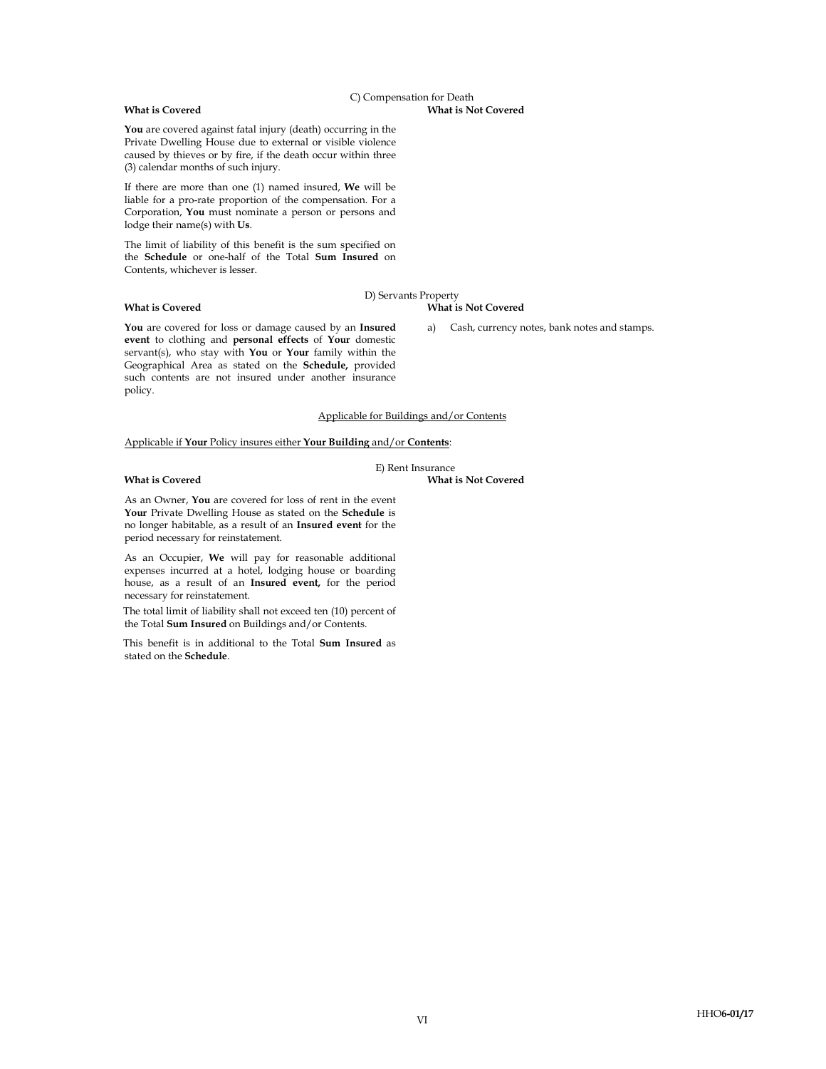### C) Compensation for Death

| What is Covered | What is Not Covered |
| --- | --- |
| **You** are covered against fatal injury (death) occurring in the Private Dwelling House due to external or visible violence caused by thieves or by fire, if the death occur within three (3) calendar months of such injury.<br><br>If there are more than one (1) named insured, **We** will be liable for a pro-rate proportion of the compensation. For a Corporation, **You** must nominate a person or persons and lodge their name(s) with **Us**.<br><br>The limit of liability of this benefit is the sum specified on the **Schedule** or one-half of the Total **Sum Insured** on Contents, whichever is lesser. | |

### D) Servants Property

| What is Covered | What is Not Covered |
| --- | --- |
| **You** are covered for loss or damage caused by an **Insured event** to clothing and **personal effects** of **Your** domestic servant(s), who stay with **You** or **Your** family within the Geographical Area as stated on the **Schedule,** provided such contents are not insured under another insurance policy. | a) Cash, currency notes, bank notes and stamps. |

## Applicable for Buildings and/or Contents

Applicable if **Your** Policy insures either **Your Building** and/or **Contents**:

### E) Rent Insurance

| What is Covered | What is Not Covered |
| --- | --- |
| As an Owner, **You** are covered for loss of rent in the event **Your** Private Dwelling House as stated on the **Schedule** is no longer habitable, as a result of an **Insured event** for the period necessary for reinstatement.<br><br>As an Occupier, **We** will pay for reasonable additional expenses incurred at a hotel, lodging house or boarding house, as a result of an **Insured event,** for the period necessary for reinstatement.<br><br>The total limit of liability shall not exceed ten (10) percent of the Total **Sum Insured** on Buildings and/or Contents.<br><br>This benefit is in additional to the Total **Sum Insured** as stated on the **Schedule**. | |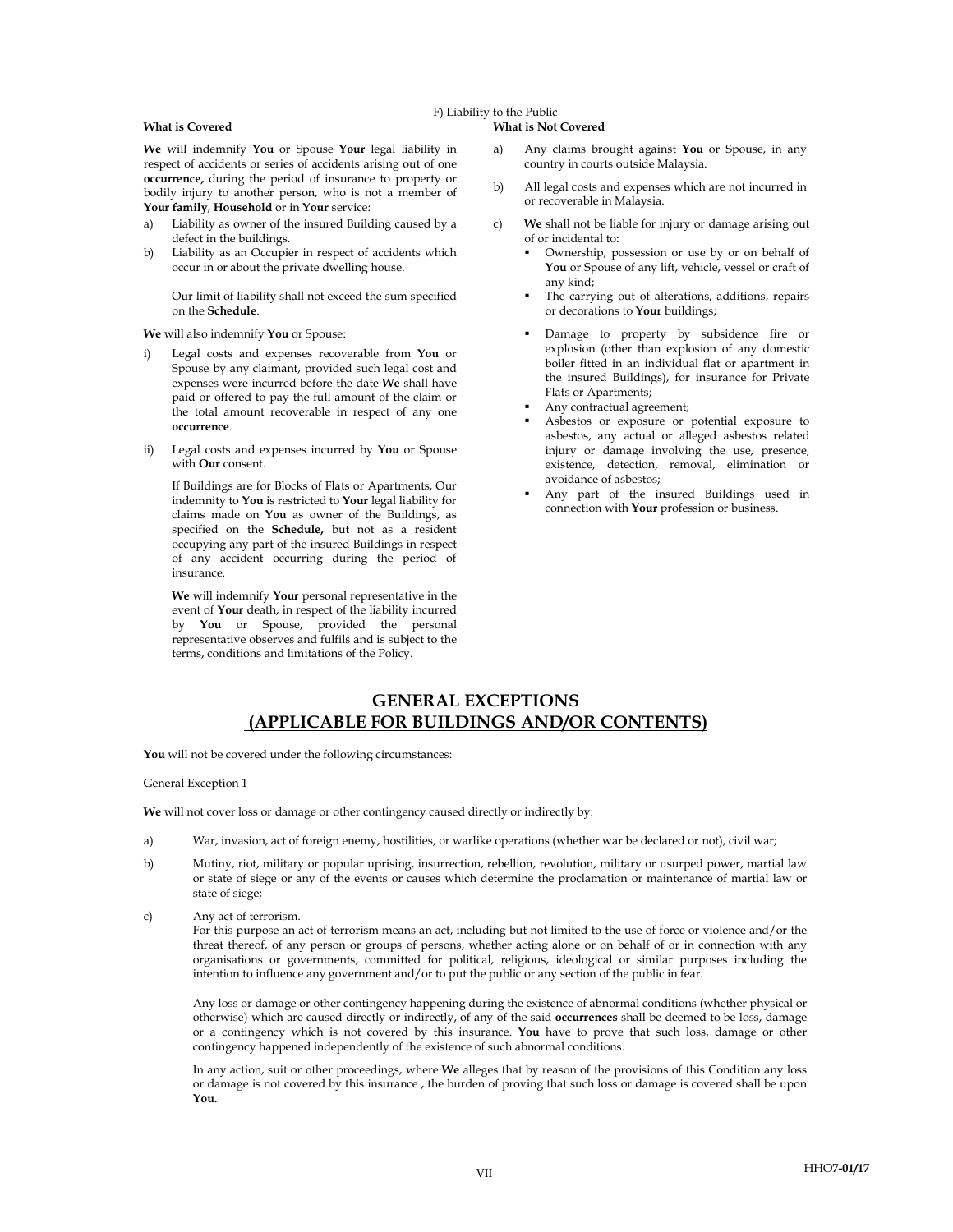F) Liability to the Public

**What is Covered**

**We** will indemnify **You** or Spouse **Your** legal liability in respect of accidents or series of accidents arising out of one **occurrence,** during the period of insurance to property or bodily injury to another person, who is not a member of **Your family**, **Household** or in **Your** service:

a) Liability as owner of the insured Building caused by a defect in the buildings.
b) Liability as an Occupier in respect of accidents which occur in or about the private dwelling house.

   Our limit of liability shall not exceed the sum specified on the **Schedule**.

**We** will also indemnify **You** or Spouse:

i) Legal costs and expenses recoverable from **You** or Spouse by any claimant, provided such legal cost and expenses were incurred before the date **We** shall have paid or offered to pay the full amount of the claim or the total amount recoverable in respect of any one **occurrence**.

ii) Legal costs and expenses incurred by **You** or Spouse with **Our** consent.

   If Buildings are for Blocks of Flats or Apartments, Our indemnity to **You** is restricted to **Your** legal liability for claims made on **You** as owner of the Buildings, as specified on the **Schedule,** but not as a resident occupying any part of the insured Buildings in respect of any accident occurring during the period of insurance.

   **We** will indemnify **Your** personal representative in the event of **Your** death, in respect of the liability incurred by **You** or Spouse, provided the personal representative observes and fulfils and is subject to the terms, conditions and limitations of the Policy.

**What is Not Covered**

a) Any claims brought against **You** or Spouse, in any country in courts outside Malaysia.

b) All legal costs and expenses which are not incurred in or recoverable in Malaysia.

c) **We** shall not be liable for injury or damage arising out of or incidental to:
   - Ownership, possession or use by or on behalf of **You** or Spouse of any lift, vehicle, vessel or craft of any kind;
   - The carrying out of alterations, additions, repairs or decorations to **Your** buildings;
   - Damage to property by subsidence fire or explosion (other than explosion of any domestic boiler fitted in an individual flat or apartment in the insured Buildings), for insurance for Private Flats or Apartments;
   - Any contractual agreement;
   - Asbestos or exposure or potential exposure to asbestos, any actual or alleged asbestos related injury or damage involving the use, presence, existence, detection, removal, elimination or avoidance of asbestos;
   - Any part of the insured Buildings used in connection with **Your** profession or business.

## GENERAL EXCEPTIONS (APPLICABLE FOR BUILDINGS AND/OR CONTENTS)

**You** will not be covered under the following circumstances:

General Exception 1

**We** will not cover loss or damage or other contingency caused directly or indirectly by:

a) War, invasion, act of foreign enemy, hostilities, or warlike operations (whether war be declared or not), civil war;

b) Mutiny, riot, military or popular uprising, insurrection, rebellion, revolution, military or usurped power, martial law or state of siege or any of the events or causes which determine the proclamation or maintenance of martial law or state of siege;

c) Any act of terrorism.
   For this purpose an act of terrorism means an act, including but not limited to the use of force or violence and/or the threat thereof, of any person or groups of persons, whether acting alone or on behalf of or in connection with any organisations or governments, committed for political, religious, ideological or similar purposes including the intention to influence any government and/or to put the public or any section of the public in fear.

   Any loss or damage or other contingency happening during the existence of abnormal conditions (whether physical or otherwise) which are caused directly or indirectly, of any of the said **occurrences** shall be deemed to be loss, damage or a contingency which is not covered by this insurance. **You** have to prove that such loss, damage or other contingency happened independently of the existence of such abnormal conditions.

   In any action, suit or other proceedings, where **We** alleges that by reason of the provisions of this Condition any loss or damage is not covered by this insurance , the burden of proving that such loss or damage is covered shall be upon **You.**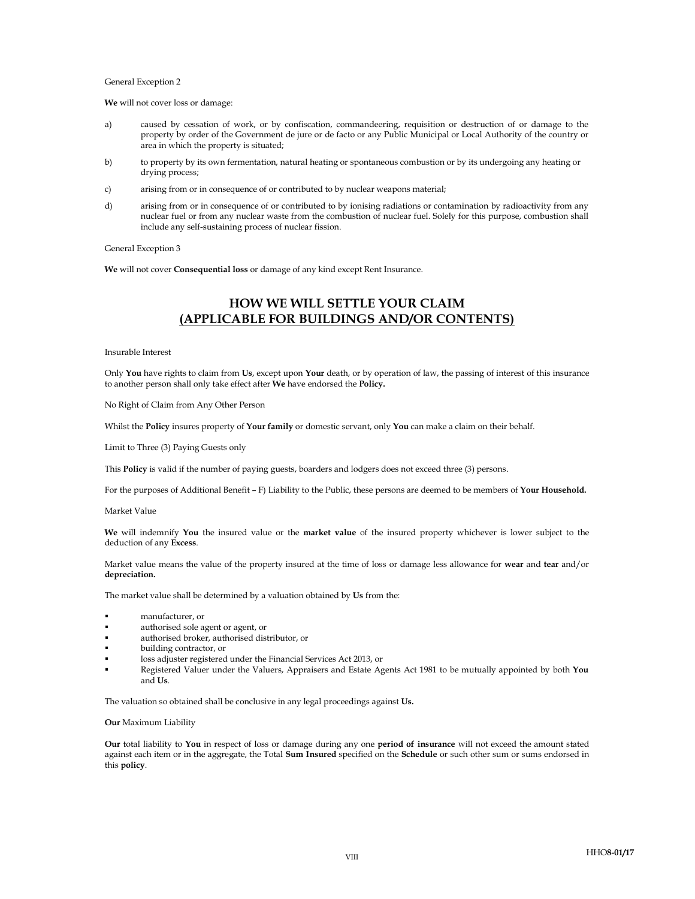General Exception 2

**We** will not cover loss or damage:

a) caused by cessation of work, or by confiscation, commandeering, requisition or destruction of or damage to the property by order of the Government de jure or de facto or any Public Municipal or Local Authority of the country or area in which the property is situated;

b) to property by its own fermentation, natural heating or spontaneous combustion or by its undergoing any heating or drying process;

c) arising from or in consequence of or contributed to by nuclear weapons material;

d) arising from or in consequence of or contributed to by ionising radiations or contamination by radioactivity from any nuclear fuel or from any nuclear waste from the combustion of nuclear fuel. Solely for this purpose, combustion shall include any self-sustaining process of nuclear fission.

General Exception 3

**We** will not cover **Consequential loss** or damage of any kind except Rent Insurance.

## HOW WE WILL SETTLE YOUR CLAIM (APPLICABLE FOR BUILDINGS AND/OR CONTENTS)

Insurable Interest

Only **You** have rights to claim from **Us**, except upon **Your** death, or by operation of law, the passing of interest of this insurance to another person shall only take effect after **We** have endorsed the **Policy.**

No Right of Claim from Any Other Person

Whilst the **Policy** insures property of **Your family** or domestic servant, only **You** can make a claim on their behalf.

Limit to Three (3) Paying Guests only

This **Policy** is valid if the number of paying guests, boarders and lodgers does not exceed three (3) persons.

For the purposes of Additional Benefit – F) Liability to the Public, these persons are deemed to be members of **Your Household.**

Market Value

**We** will indemnify **You** the insured value or the **market value** of the insured property whichever is lower subject to the deduction of any **Excess**.

Market value means the value of the property insured at the time of loss or damage less allowance for **wear** and **tear** and/or **depreciation.**

The market value shall be determined by a valuation obtained by **Us** from the:

- manufacturer, or
- authorised sole agent or agent, or
- authorised broker, authorised distributor, or
- building contractor, or
- loss adjuster registered under the Financial Services Act 2013, or
- Registered Valuer under the Valuers, Appraisers and Estate Agents Act 1981 to be mutually appointed by both **You** and **Us**.

The valuation so obtained shall be conclusive in any legal proceedings against **Us.**

**Our** Maximum Liability

**Our** total liability to **You** in respect of loss or damage during any one **period of insurance** will not exceed the amount stated against each item or in the aggregate, the Total **Sum Insured** specified on the **Schedule** or such other sum or sums endorsed in this **policy**.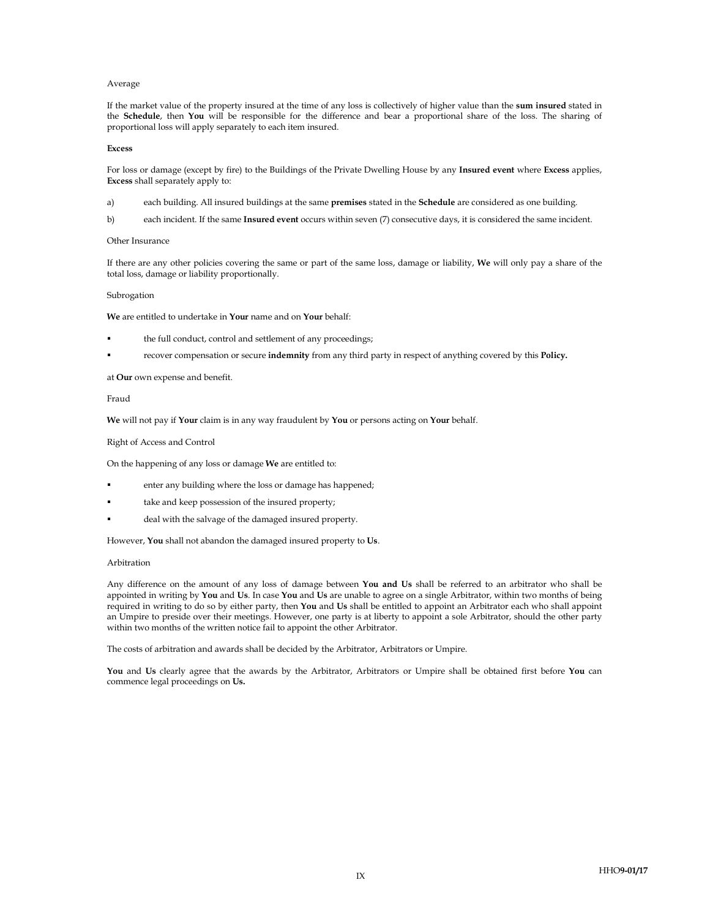Average

If the market value of the property insured at the time of any loss is collectively of higher value than the **sum insured** stated in the **Schedule**, then **You** will be responsible for the difference and bear a proportional share of the loss. The sharing of proportional loss will apply separately to each item insured.

**Excess**

For loss or damage (except by fire) to the Buildings of the Private Dwelling House by any **Insured event** where **Excess** applies, **Excess** shall separately apply to:

a) each building. All insured buildings at the same **premises** stated in the **Schedule** are considered as one building.

b) each incident. If the same **Insured event** occurs within seven (7) consecutive days, it is considered the same incident.

Other Insurance

If there are any other policies covering the same or part of the same loss, damage or liability, **We** will only pay a share of the total loss, damage or liability proportionally.

Subrogation

**We** are entitled to undertake in **Your** name and on **Your** behalf:

- the full conduct, control and settlement of any proceedings;
- recover compensation or secure **indemnity** from any third party in respect of anything covered by this **Policy.**

at **Our** own expense and benefit.

Fraud

**We** will not pay if **Your** claim is in any way fraudulent by **You** or persons acting on **Your** behalf.

Right of Access and Control

On the happening of any loss or damage **We** are entitled to:

- enter any building where the loss or damage has happened;
- take and keep possession of the insured property;
- deal with the salvage of the damaged insured property.

However, **You** shall not abandon the damaged insured property to **Us**.

Arbitration

Any difference on the amount of any loss of damage between **You and Us** shall be referred to an arbitrator who shall be appointed in writing by **You** and **Us**. In case **You** and **Us** are unable to agree on a single Arbitrator, within two months of being required in writing to do so by either party, then **You** and **Us** shall be entitled to appoint an Arbitrator each who shall appoint an Umpire to preside over their meetings. However, one party is at liberty to appoint a sole Arbitrator, should the other party within two months of the written notice fail to appoint the other Arbitrator.

The costs of arbitration and awards shall be decided by the Arbitrator, Arbitrators or Umpire.

**You** and **Us** clearly agree that the awards by the Arbitrator, Arbitrators or Umpire shall be obtained first before **You** can commence legal proceedings on **Us.**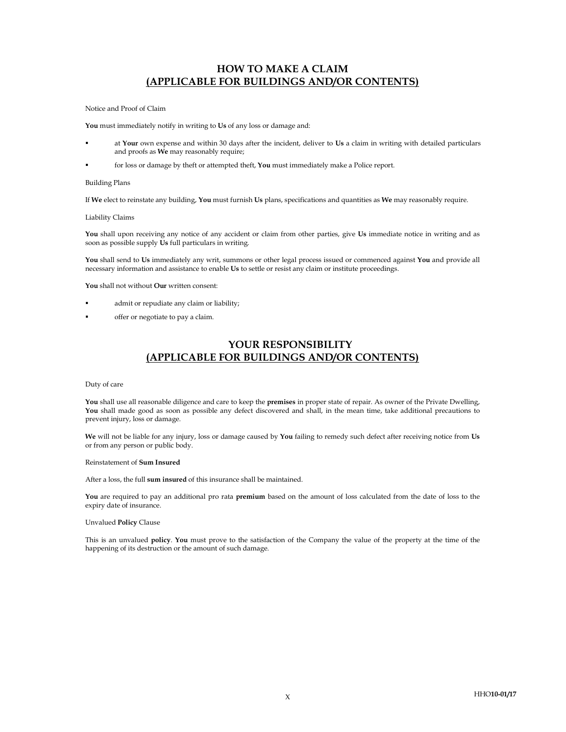## HOW TO MAKE A CLAIM
## (APPLICABLE FOR BUILDINGS AND/OR CONTENTS)

Notice and Proof of Claim

**You** must immediately notify in writing to **Us** of any loss or damage and:

- at **Your** own expense and within 30 days after the incident, deliver to **Us** a claim in writing with detailed particulars and proofs as **We** may reasonably require;
- for loss or damage by theft or attempted theft, **You** must immediately make a Police report.

Building Plans

If **We** elect to reinstate any building, **You** must furnish **Us** plans, specifications and quantities as **We** may reasonably require.

Liability Claims

**You** shall upon receiving any notice of any accident or claim from other parties, give **Us** immediate notice in writing and as soon as possible supply **Us** full particulars in writing.

**You** shall send to **Us** immediately any writ, summons or other legal process issued or commenced against **You** and provide all necessary information and assistance to enable **Us** to settle or resist any claim or institute proceedings.

**You** shall not without **Our** written consent:

- admit or repudiate any claim or liability;
- offer or negotiate to pay a claim.

## YOUR RESPONSIBILITY
## (APPLICABLE FOR BUILDINGS AND/OR CONTENTS)

Duty of care

**You** shall use all reasonable diligence and care to keep the **premises** in proper state of repair. As owner of the Private Dwelling, **You** shall made good as soon as possible any defect discovered and shall, in the mean time, take additional precautions to prevent injury, loss or damage.

**We** will not be liable for any injury, loss or damage caused by **You** failing to remedy such defect after receiving notice from **Us** or from any person or public body.

Reinstatement of **Sum Insured**

After a loss, the full **sum insured** of this insurance shall be maintained.

**You** are required to pay an additional pro rata **premium** based on the amount of loss calculated from the date of loss to the expiry date of insurance.

Unvalued **Policy** Clause

This is an unvalued **policy**. **You** must prove to the satisfaction of the Company the value of the property at the time of the happening of its destruction or the amount of such damage.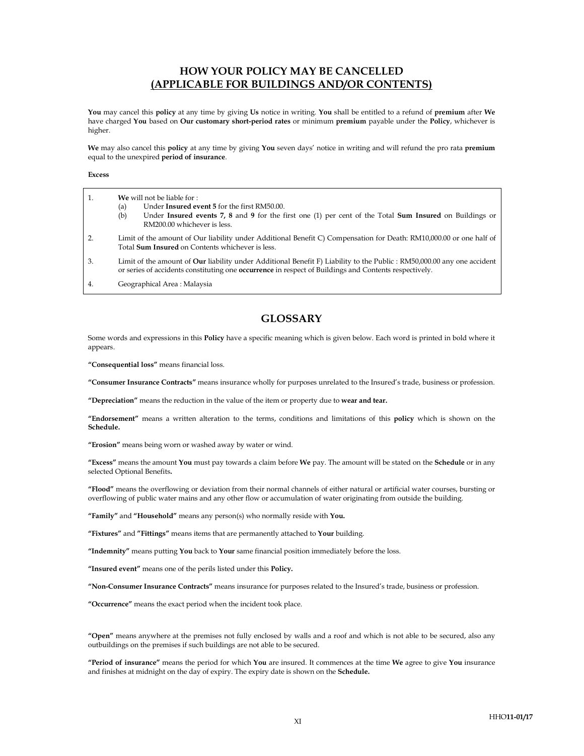## HOW YOUR POLICY MAY BE CANCELLED
## (APPLICABLE FOR BUILDINGS AND/OR CONTENTS)

**You** may cancel this **policy** at any time by giving **Us** notice in writing. **You** shall be entitled to a refund of **premium** after **We** have charged **You** based on **Our customary short-period rates** or minimum **premium** payable under the **Policy**, whichever is higher.

**We** may also cancel this **policy** at any time by giving **You** seven days' notice in writing and will refund the pro rata **premium** equal to the unexpired **period of insurance**.

**Excess**

1. **We** will not be liable for :
   (a) Under **Insured event 5** for the first RM50.00.
   (b) Under **Insured events 7, 8** and **9** for the first one (1) per cent of the Total **Sum Insured** on Buildings or RM200.00 whichever is less.
2. Limit of the amount of Our liability under Additional Benefit C) Compensation for Death: RM10,000.00 or one half of Total **Sum Insured** on Contents whichever is less.
3. Limit of the amount of **Our** liability under Additional Benefit F) Liability to the Public : RM50,000.00 any one accident or series of accidents constituting one **occurrence** in respect of Buildings and Contents respectively.
4. Geographical Area : Malaysia

## GLOSSARY

Some words and expressions in this **Policy** have a specific meaning which is given below. Each word is printed in bold where it appears.

**"Consequential loss"** means financial loss.

**"Consumer Insurance Contracts"** means insurance wholly for purposes unrelated to the Insured's trade, business or profession.

**"Depreciation"** means the reduction in the value of the item or property due to **wear and tear.**

**"Endorsement"** means a written alteration to the terms, conditions and limitations of this **policy** which is shown on the **Schedule.**

**"Erosion"** means being worn or washed away by water or wind.

**"Excess"** means the amount **You** must pay towards a claim before **We** pay. The amount will be stated on the **Schedule** or in any selected Optional Benefits**.**

**"Flood"** means the overflowing or deviation from their normal channels of either natural or artificial water courses, bursting or overflowing of public water mains and any other flow or accumulation of water originating from outside the building.

**"Family"** and **"Household"** means any person(s) who normally reside with **You.**

**"Fixtures"** and **"Fittings"** means items that are permanently attached to **Your** building.

**"Indemnity"** means putting **You** back to **Your** same financial position immediately before the loss.

**"Insured event"** means one of the perils listed under this **Policy.**

**"Non-Consumer Insurance Contracts"** means insurance for purposes related to the Insured's trade, business or profession.

**"Occurrence"** means the exact period when the incident took place.

**"Open"** means anywhere at the premises not fully enclosed by walls and a roof and which is not able to be secured, also any outbuildings on the premises if such buildings are not able to be secured.

**"Period of insurance"** means the period for which **You** are insured. It commences at the time **We** agree to give **You** insurance and finishes at midnight on the day of expiry. The expiry date is shown on the **Schedule.**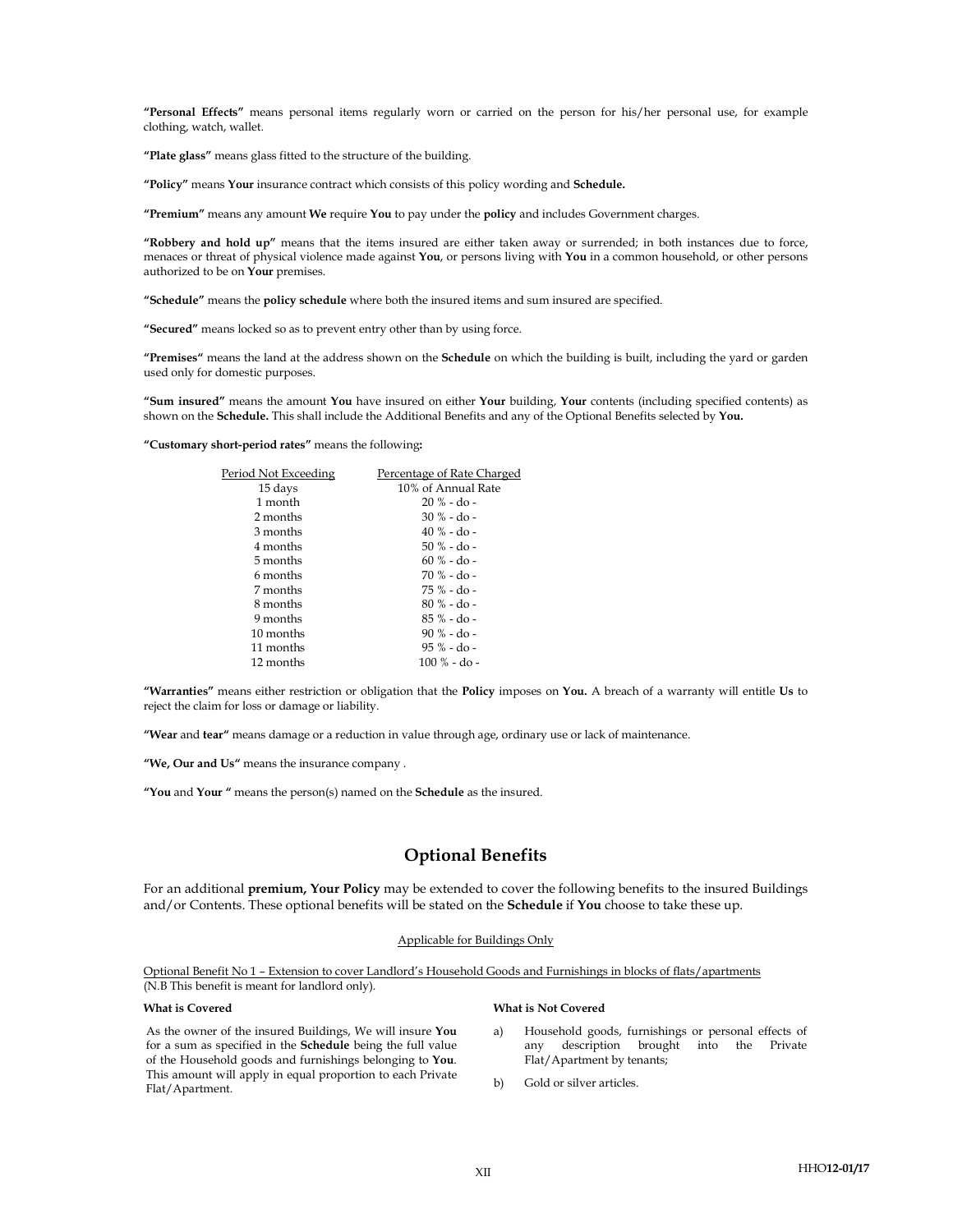**"Personal Effects"** means personal items regularly worn or carried on the person for his/her personal use, for example clothing, watch, wallet.

**"Plate glass"** means glass fitted to the structure of the building.

**"Policy"** means **Your** insurance contract which consists of this policy wording and **Schedule.**

**"Premium"** means any amount **We** require **You** to pay under the **policy** and includes Government charges.

**"Robbery and hold up"** means that the items insured are either taken away or surrendered; in both instances due to force, menaces or threat of physical violence made against **You**, or persons living with **You** in a common household, or other persons authorized to be on **Your** premises.

**"Schedule"** means the **policy schedule** where both the insured items and sum insured are specified.

**"Secured"** means locked so as to prevent entry other than by using force.

**"Premises"** means the land at the address shown on the **Schedule** on which the building is built, including the yard or garden used only for domestic purposes.

**"Sum insured"** means the amount **You** have insured on either **Your** building, **Your** contents (including specified contents) as shown on the **Schedule.** This shall include the Additional Benefits and any of the Optional Benefits selected by **You.**

**"Customary short-period rates"** means the following**:**

| Period Not Exceeding | Percentage of Rate Charged |
|---|---|
| 15 days | 10% of Annual Rate |
| 1 month | 20 % - do - |
| 2 months | 30 % - do - |
| 3 months | 40 % - do - |
| 4 months | 50 % - do - |
| 5 months | 60 % - do - |
| 6 months | 70 % - do - |
| 7 months | 75 % - do - |
| 8 months | 80 % - do - |
| 9 months | 85 % - do - |
| 10 months | 90 % - do - |
| 11 months | 95 % - do - |
| 12 months | 100 % - do - |

**"Warranties"** means either restriction or obligation that the **Policy** imposes on **You.** A breach of a warranty will entitle **Us** to reject the claim for loss or damage or liability.

**"Wear** and **tear"** means damage or a reduction in value through age, ordinary use or lack of maintenance.

**"We, Our and Us"** means the insurance company .

**"You** and **Your "** means the person(s) named on the **Schedule** as the insured.

## Optional Benefits

For an additional **premium, Your Policy** may be extended to cover the following benefits to the insured Buildings and/or Contents. These optional benefits will be stated on the **Schedule** if **You** choose to take these up.

Applicable for Buildings Only

Optional Benefit No 1 – Extension to cover Landlord's Household Goods and Furnishings in blocks of flats/apartments (N.B This benefit is meant for landlord only).

**What is Covered**

As the owner of the insured Buildings, We will insure **You** for a sum as specified in the **Schedule** being the full value of the Household goods and furnishings belonging to **You**. This amount will apply in equal proportion to each Private Flat/Apartment.

**What is Not Covered**

a) Household goods, furnishings or personal effects of any description brought into the Private Flat/Apartment by tenants;

b) Gold or silver articles.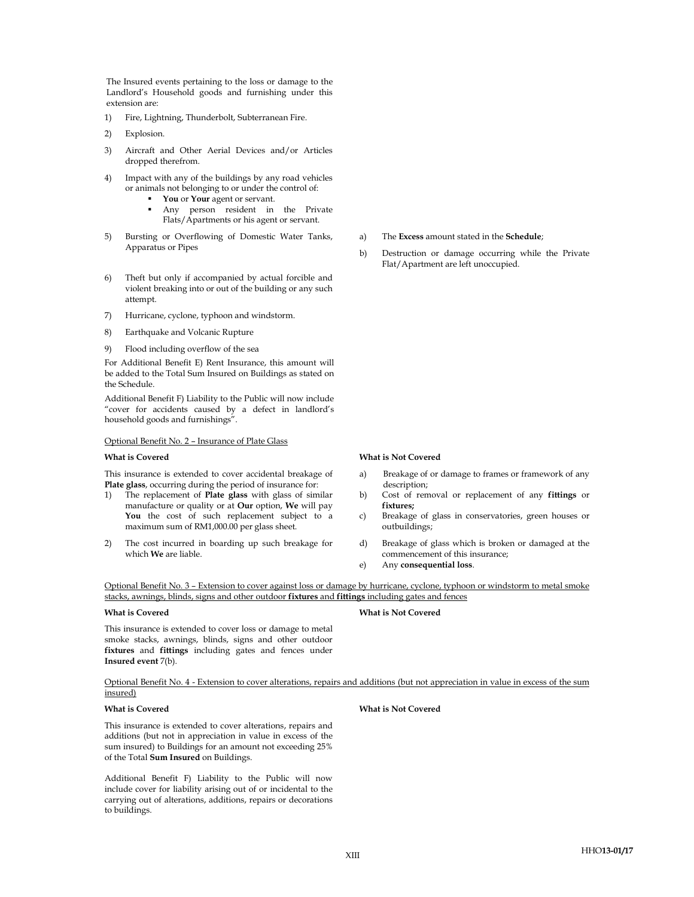The Insured events pertaining to the loss or damage to the Landlord's Household goods and furnishing under this extension are:

1) Fire, Lightning, Thunderbolt, Subterranean Fire.
2) Explosion.
3) Aircraft and Other Aerial Devices and/or Articles dropped therefrom.
4) Impact with any of the buildings by any road vehicles or animals not belonging to or under the control of:
   - **You** or **Your** agent or servant.
   - Any person resident in the Private Flats/Apartments or his agent or servant.
5) Bursting or Overflowing of Domestic Water Tanks, Apparatus or Pipes
6) Theft but only if accompanied by actual forcible and violent breaking into or out of the building or any such attempt.
7) Hurricane, cyclone, typhoon and windstorm.
8) Earthquake and Volcanic Rupture
9) Flood including overflow of the sea

For Additional Benefit E) Rent Insurance, this amount will be added to the Total Sum Insured on Buildings as stated on the Schedule.

Additional Benefit F) Liability to the Public will now include "cover for accidents caused by a defect in landlord's household goods and furnishings".

a) The **Excess** amount stated in the **Schedule**;

b) Destruction or damage occurring while the Private Flat/Apartment are left unoccupied.

Optional Benefit No. 2 – Insurance of Plate Glass

**What is Covered**

This insurance is extended to cover accidental breakage of **Plate glass**, occurring during the period of insurance for:

1) The replacement of **Plate glass** with glass of similar manufacture or quality or at **Our** option, **We** will pay **You** the cost of such replacement subject to a maximum sum of RM1,000.00 per glass sheet.
2) The cost incurred in boarding up such breakage for which **We** are liable.

**What is Not Covered**

a) Breakage of or damage to frames or framework of any description;
b) Cost of removal or replacement of any **fittings** or **fixtures;**
c) Breakage of glass in conservatories, green houses or outbuildings;
d) Breakage of glass which is broken or damaged at the commencement of this insurance;
e) Any **consequential loss**.

Optional Benefit No. 3 – Extension to cover against loss or damage by hurricane, cyclone, typhoon or windstorm to metal smoke stacks, awnings, blinds, signs and other outdoor **fixtures** and **fittings** including gates and fences

**What is Covered**

This insurance is extended to cover loss or damage to metal smoke stacks, awnings, blinds, signs and other outdoor **fixtures** and **fittings** including gates and fences under **Insured event** 7(b).

**What is Not Covered**

Optional Benefit No. 4 - Extension to cover alterations, repairs and additions (but not appreciation in value in excess of the sum insured)

**What is Covered**

This insurance is extended to cover alterations, repairs and additions (but not in appreciation in value in excess of the sum insured) to Buildings for an amount not exceeding 25% of the Total **Sum Insured** on Buildings.

Additional Benefit F) Liability to the Public will now include cover for liability arising out of or incidental to the carrying out of alterations, additions, repairs or decorations to buildings.

**What is Not Covered**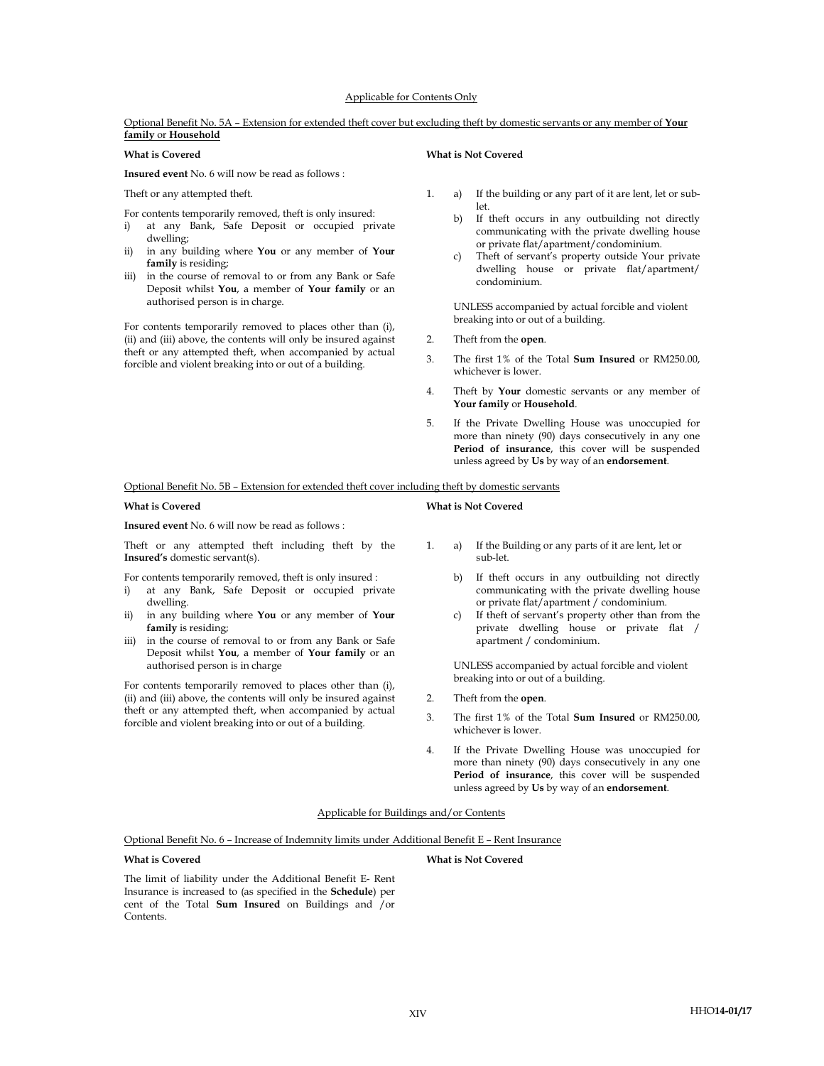Applicable for Contents Only

Optional Benefit No. 5A – Extension for extended theft cover but excluding theft by domestic servants or any member of **Your family** or **Household**

**What is Covered**

**Insured event** No. 6 will now be read as follows :

Theft or any attempted theft.

For contents temporarily removed, theft is only insured:

i) at any Bank, Safe Deposit or occupied private dwelling;
ii) in any building where **You** or any member of **Your family** is residing;
iii) in the course of removal to or from any Bank or Safe Deposit whilst **You**, a member of **Your family** or an authorised person is in charge.

For contents temporarily removed to places other than (i), (ii) and (iii) above, the contents will only be insured against theft or any attempted theft, when accompanied by actual forcible and violent breaking into or out of a building.

**What is Not Covered**

1. a) If the building or any part of it are lent, let or sub-let.
   b) If theft occurs in any outbuilding not directly communicating with the private dwelling house or private flat/apartment/condominium.
   c) Theft of servant's property outside Your private dwelling house or private flat/apartment/condominium.

   UNLESS accompanied by actual forcible and violent breaking into or out of a building.

2. Theft from the **open**.
3. The first 1% of the Total **Sum Insured** or RM250.00, whichever is lower.
4. Theft by **Your** domestic servants or any member of **Your family** or **Household**.
5. If the Private Dwelling House was unoccupied for more than ninety (90) days consecutively in any one **Period of insurance**, this cover will be suspended unless agreed by **Us** by way of an **endorsement**.

Optional Benefit No. 5B – Extension for extended theft cover including theft by domestic servants

**What is Covered**

**Insured event** No. 6 will now be read as follows :

Theft or any attempted theft including theft by the **Insured's** domestic servant(s).

For contents temporarily removed, theft is only insured :

i) at any Bank, Safe Deposit or occupied private dwelling.
ii) in any building where **You** or any member of **Your family** is residing;
iii) in the course of removal to or from any Bank or Safe Deposit whilst **You**, a member of **Your family** or an authorised person is in charge

For contents temporarily removed to places other than (i), (ii) and (iii) above, the contents will only be insured against theft or any attempted theft, when accompanied by actual forcible and violent breaking into or out of a building.

**What is Not Covered**

1. a) If the Building or any parts of it are lent, let or sub-let.
   b) If theft occurs in any outbuilding not directly communicating with the private dwelling house or private flat/apartment / condominium.
   c) If theft of servant's property other than from the private dwelling house or private flat / apartment / condominium.

   UNLESS accompanied by actual forcible and violent breaking into or out of a building.

2. Theft from the **open**.
3. The first 1% of the Total **Sum Insured** or RM250.00, whichever is lower.
4. If the Private Dwelling House was unoccupied for more than ninety (90) days consecutively in any one **Period of insurance**, this cover will be suspended unless agreed by **Us** by way of an **endorsement**.

Applicable for Buildings and/or Contents

Optional Benefit No. 6 – Increase of Indemnity limits under Additional Benefit E – Rent Insurance

**What is Covered**

The limit of liability under the Additional Benefit E- Rent Insurance is increased to (as specified in the **Schedule**) per cent of the Total **Sum Insured** on Buildings and /or Contents.

**What is Not Covered**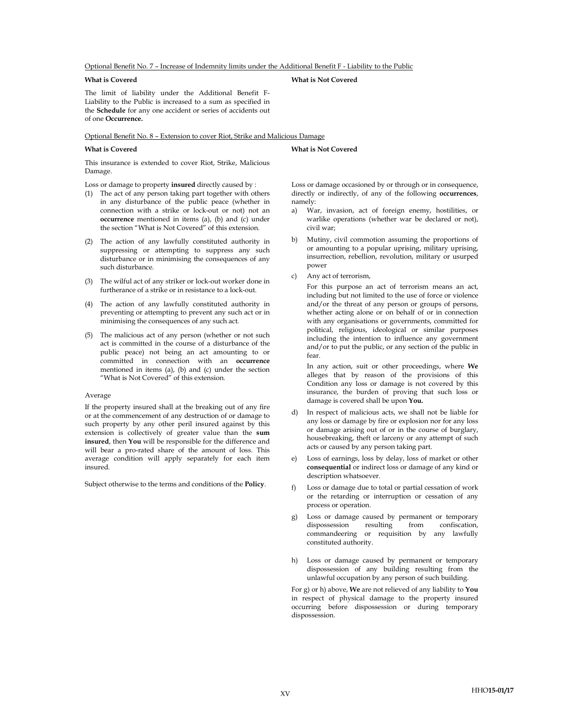Optional Benefit No. 7 – Increase of Indemnity limits under the Additional Benefit F - Liability to the Public

**What is Covered**

The limit of liability under the Additional Benefit F-Liability to the Public is increased to a sum as specified in the **Schedule** for any one accident or series of accidents out of one **Occurrence.**

**What is Not Covered**

Optional Benefit No. 8 – Extension to cover Riot, Strike and Malicious Damage

**What is Covered**

This insurance is extended to cover Riot, Strike, Malicious Damage.

Loss or damage to property **insured** directly caused by :

(1) The act of any person taking part together with others in any disturbance of the public peace (whether in connection with a strike or lock-out or not) not an **occurrence** mentioned in items (a), (b) and (c) under the section "What is Not Covered" of this extension.

(2) The action of any lawfully constituted authority in suppressing or attempting to suppress any such disturbance or in minimising the consequences of any such disturbance.

(3) The wilful act of any striker or lock-out worker done in furtherance of a strike or in resistance to a lock-out.

(4) The action of any lawfully constituted authority in preventing or attempting to prevent any such act or in minimising the consequences of any such act.

(5) The malicious act of any person (whether or not such act is committed in the course of a disturbance of the public peace) not being an act amounting to or committed in connection with an **occurrence** mentioned in items (a), (b) and (c) under the section "What is Not Covered" of this extension.

Average

If the property insured shall at the breaking out of any fire or at the commencement of any destruction of or damage to such property by any other peril insured against by this extension is collectively of greater value than the **sum insured**, then **You** will be responsible for the difference and will bear a pro-rated share of the amount of loss. This average condition will apply separately for each item insured.

Subject otherwise to the terms and conditions of the **Policy**.

**What is Not Covered**

Loss or damage occasioned by or through or in consequence, directly or indirectly, of any of the following **occurrences**, namely:

a) War, invasion, act of foreign enemy, hostilities, or warlike operations (whether war be declared or not), civil war;

b) Mutiny, civil commotion assuming the proportions of or amounting to a popular uprising, military uprising, insurrection, rebellion, revolution, military or usurped power

c) Any act of terrorism,

   For this purpose an act of terrorism means an act, including but not limited to the use of force or violence and/or the threat of any person or groups of persons, whether acting alone or on behalf of or in connection with any organisations or governments, committed for political, religious, ideological or similar purposes including the intention to influence any government and/or to put the public, or any section of the public in fear.

   In any action, suit or other proceedings, where **We** alleges that by reason of the provisions of this Condition any loss or damage is not covered by this insurance, the burden of proving that such loss or damage is covered shall be upon **You.**

d) In respect of malicious acts, we shall not be liable for any loss or damage by fire or explosion nor for any loss or damage arising out of or in the course of burglary, housebreaking, theft or larceny or any attempt of such acts or caused by any person taking part.

e) Loss of earnings, loss by delay, loss of market or other **consequential** or indirect loss or damage of any kind or description whatsoever.

f) Loss or damage due to total or partial cessation of work or the retarding or interruption or cessation of any process or operation.

g) Loss or damage caused by permanent or temporary dispossession resulting from confiscation, commandeering or requisition by any lawfully constituted authority.

h) Loss or damage caused by permanent or temporary dispossession of any building resulting from the unlawful occupation by any person of such building.

For g) or h) above, **We** are not relieved of any liability to **You** in respect of physical damage to the property insured occurring before dispossession or during temporary dispossession.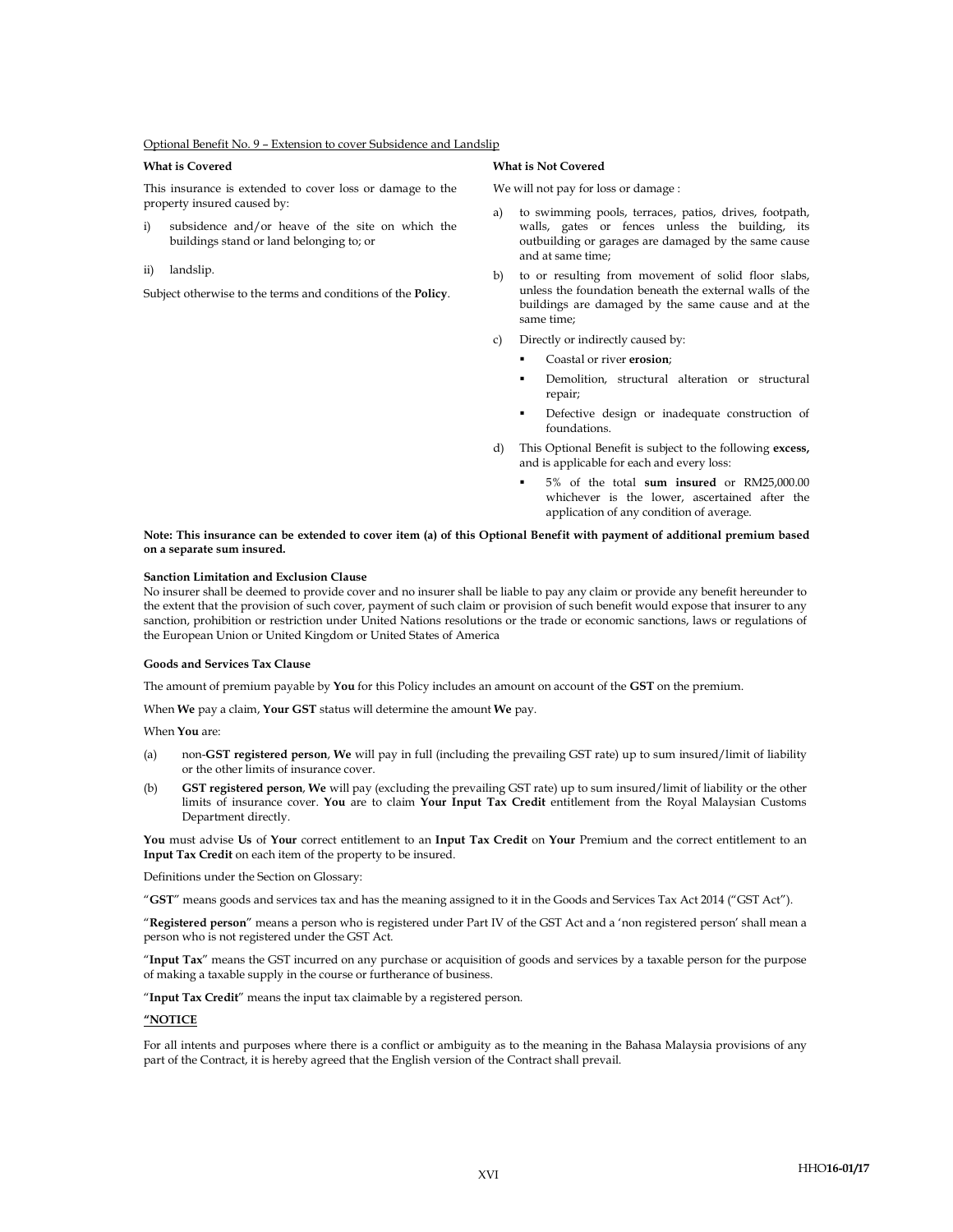Optional Benefit No. 9 – Extension to cover Subsidence and Landslip

**What is Covered**

This insurance is extended to cover loss or damage to the property insured caused by:

i) subsidence and/or heave of the site on which the buildings stand or land belonging to; or

ii) landslip.

Subject otherwise to the terms and conditions of the **Policy**.

**What is Not Covered**

We will not pay for loss or damage :

a) to swimming pools, terraces, patios, drives, footpath, walls, gates or fences unless the building, its outbuilding or garages are damaged by the same cause and at same time;

b) to or resulting from movement of solid floor slabs, unless the foundation beneath the external walls of the buildings are damaged by the same cause and at the same time;

c) Directly or indirectly caused by:
   - Coastal or river **erosion**;
   - Demolition, structural alteration or structural repair;
   - Defective design or inadequate construction of foundations.

d) This Optional Benefit is subject to the following **excess,** and is applicable for each and every loss:
   - 5% of the total **sum insured** or RM25,000.00 whichever is the lower, ascertained after the application of any condition of average.

**Note: This insurance can be extended to cover item (a) of this Optional Benefit with payment of additional premium based on a separate sum insured.**

**Sanction Limitation and Exclusion Clause**

No insurer shall be deemed to provide cover and no insurer shall be liable to pay any claim or provide any benefit hereunder to the extent that the provision of such cover, payment of such claim or provision of such benefit would expose that insurer to any sanction, prohibition or restriction under United Nations resolutions or the trade or economic sanctions, laws or regulations of the European Union or United Kingdom or United States of America

**Goods and Services Tax Clause**

The amount of premium payable by **You** for this Policy includes an amount on account of the **GST** on the premium.

When **We** pay a claim, **Your GST** status will determine the amount **We** pay.

When **You** are:

(a) non-**GST registered person**, **We** will pay in full (including the prevailing GST rate) up to sum insured/limit of liability or the other limits of insurance cover.

(b) **GST registered person**, **We** will pay (excluding the prevailing GST rate) up to sum insured/limit of liability or the other limits of insurance cover. **You** are to claim **Your Input Tax Credit** entitlement from the Royal Malaysian Customs Department directly.

**You** must advise **Us** of **Your** correct entitlement to an **Input Tax Credit** on **Your** Premium and the correct entitlement to an **Input Tax Credit** on each item of the property to be insured.

Definitions under the Section on Glossary:

"**GST**" means goods and services tax and has the meaning assigned to it in the Goods and Services Tax Act 2014 ("GST Act").

"**Registered person**" means a person who is registered under Part IV of the GST Act and a 'non registered person' shall mean a person who is not registered under the GST Act.

"**Input Tax**" means the GST incurred on any purchase or acquisition of goods and services by a taxable person for the purpose of making a taxable supply in the course or furtherance of business.

"**Input Tax Credit**" means the input tax claimable by a registered person.

**"NOTICE**

For all intents and purposes where there is a conflict or ambiguity as to the meaning in the Bahasa Malaysia provisions of any part of the Contract, it is hereby agreed that the English version of the Contract shall prevail.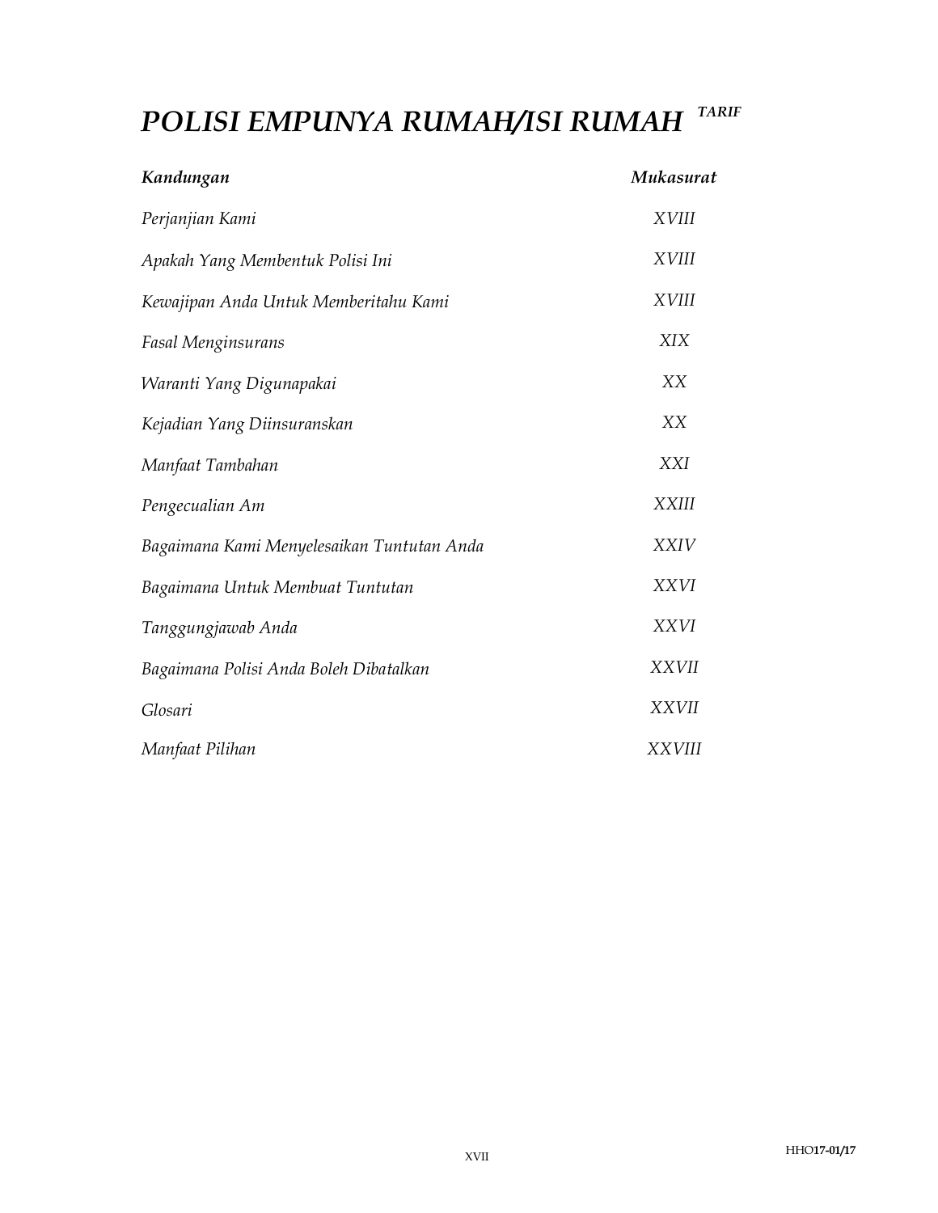# *POLISI EMPUNYA RUMAH/ISI RUMAH* [*TARIF*]

| ***Kandungan*** | ***Mukasurat*** |
|---|---|
| *Perjanjian Kami* | *XVIII* |
| *Apakah Yang Membentuk Polisi Ini* | *XVIII* |
| *Kewajipan Anda Untuk Memberitahu Kami* | *XVIII* |
| *Fasal Menginsurans* | *XIX* |
| *Waranti Yang Digunapakai* | *XX* |
| *Kejadian Yang Diinsuranskan* | *XX* |
| *Manfaat Tambahan* | *XXI* |
| *Pengecualian Am* | *XXIII* |
| *Bagaimana Kami Menyelesaikan Tuntutan Anda* | *XXIV* |
| *Bagaimana Untuk Membuat Tuntutan* | *XXVI* |
| *Tanggungjawab Anda* | *XXVI* |
| *Bagaimana Polisi Anda Boleh Dibatalkan* | *XXVII* |
| *Glosari* | *XXVII* |
| *Manfaat Pilihan* | *XXVIII* |

HHO**17-01/17**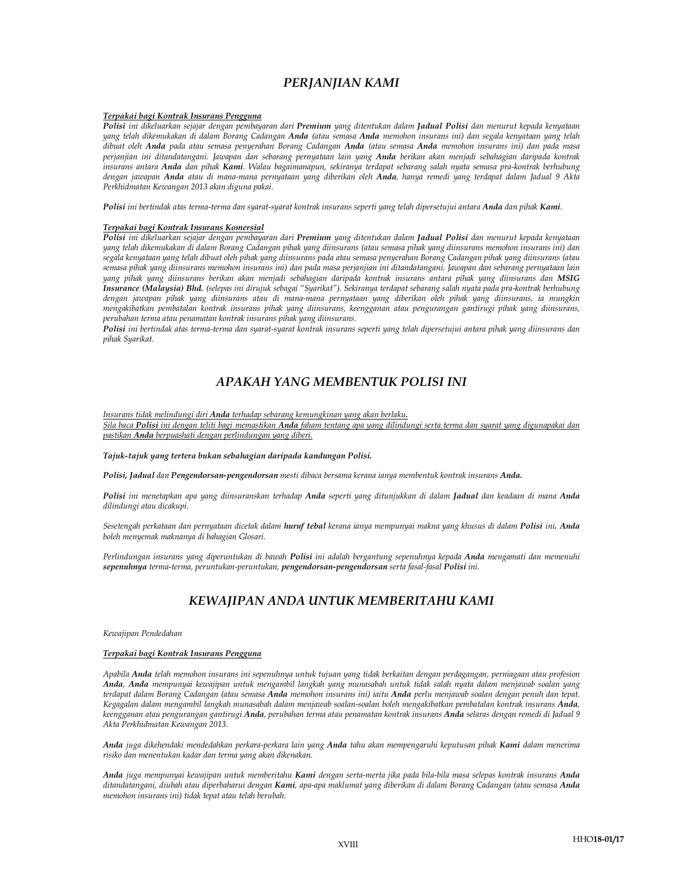# *PERJANJIAN KAMI*

***<u>Terpakai bagi Kontrak Insurans Pengguna</u>***

***Polisi** ini dikeluarkan sejajar dengan pembayaran dari **Premium** yang ditentukan dalam **Jadual Polisi** dan menurut kepada kenyataan yang telah dikemukakan di dalam Borang Cadangan **Anda** (atau semasa **Anda** memohon insurans ini) dan segala kenyataan yang telah dibuat oleh **Anda** pada atau semasa penyerahan Borang Cadangan **Anda** (atau semasa **Anda** memohon insurans ini) dan pada masa perjanjian ini ditandatangani. Jawapan dan sebarang pernyataan lain yang **Anda** berikan akan menjadi sebahagian daripada kontrak insurans antara **Anda** dan pihak **Kami**. Walau bagaimanapun, sekiranya terdapat sebarang salah nyata semasa pra-kontrak berhubung dengan jawapan **Anda** atau di mana-mana pernyataan yang diberikan oleh **Anda**, hanya remedi yang terdapat dalam Jadual 9 Akta Perkhidmatan Kewangan 2013 akan diguna pakai.*

***Polisi** ini bertindak atas terma-terma dan syarat-syarat kontrak insurans seperti yang telah dipersetujui antara **Anda** dan pihak **Kami**.*

***<u>Terpakai bagi Kontrak Insurans Komersial</u>***

***Polisi** ini dikeluarkan sejajar dengan pembayaran dari **Premium** yang ditentukan dalam **Jadual Polisi** dan menurut kepada kenyataan yang telah dikemukakan di dalam Borang Cadangan pihak yang diinsurans (atau semasa pihak yang diinsurans memohon insurans ini) dan segala kenyataan yang telah dibuat oleh pihak yang diinsurans pada atau semasa penyerahan Borang Cadangan pihak yang diinsurans (atau semasa pihak yang diinsurans memohon insurans ini) dan pada masa perjanjian ini ditandatangani. Jawapan dan sebarang pernyataan lain yang pihak yang diinsurans berikan akan menjadi sebahagian daripada kontrak insurans antara pihak yang diinsurans dan **MSIG Insurance (Malaysia) Bhd.** (selepas ini dirujuk sebagai "Syarikat"). Sekiranya terdapat sebarang salah nyata pada pra-kontrak berhubung dengan jawapan pihak yang diinsurans atau di mana-mana pernyataan yang diberikan oleh pihak yang diinsurans, ia mungkin mengakibatkan pembatalan kontrak insurans pihak yang diinsurans, keengganan atau pengurangan gantirugi pihak yang diinsurans, perubahan terma atau penamatan kontrak insurans pihak yang diinsurans.*

***Polisi** ini bertindak atas terma-terma dan syarat-syarat kontrak insurans seperti yang telah dipersetujui antara pihak yang diinsurans dan pihak Syarikat.*

# *APAKAH YANG MEMBENTUK POLISI INI*

*<u>Insurans tidak melindungi diri **Anda** terhadap sebarang kemungkinan yang akan berlaku.</u>*
*<u>Sila baca **Polisi** ini dengan teliti bagi memastikan **Anda** faham tentang apa yang dilindungi serta terma dan syarat yang digunapakai dan pastikan **Anda** berpuashati dengan perlindungan yang diberi.</u>*

***Tajuk-tajuk yang tertera bukan sebahagian daripada kandungan Polisi.***

***Polisi, Jadual** dan **Pengendorsan-pengendorsan** mesti dibaca bersama kerana ianya membentuk kontrak insurans **Anda.***

***Polisi** ini menetapkan apa yang diinsuranskan terhadap **Anda** seperti yang ditunjukkan di dalam **Jadual** dan keadaan di mana **Anda** dilindungi atau dicakupi.*

*Sesetengah perkataan dan pernyataan dicetak dalam **huruf tebal** kerana ianya mempunyai makna yang khusus di dalam **Polisi** ini**. Anda** boleh menyemak maknanya di bahagian Glosari.*

*Perlindungan insurans yang diperuntukan di bawah **Polisi** ini adalah bergantung sepenuhnya kepada **Anda** mengamati dan memenuhi **sepenuhnya** terma-terma, peruntukan-peruntukan, **pengendorsan-pengendorsan** serta fasal-fasal **Polisi** ini.*

# *KEWAJIPAN ANDA UNTUK MEMBERITAHU KAMI*

*Kewajipan Pendedahan*

***<u>Terpakai bagi Kontrak Insurans Pengguna</u>***

*Apabila **Anda** telah memohon insurans ini sepenuhnya untuk tujuan yang tidak berkaitan dengan perdagangan, perniagaan atau profesion **Anda**, **Anda** mempunyai kewajipan untuk mengambil langkah yang munasabah untuk tidak salah nyata dalam menjawab soalan yang terdapat dalam Borang Cadangan (atau semasa **Anda** memohon insurans ini) iaitu **Anda** perlu menjawab soalan dengan penuh dan tepat. Kegagalan dalam mengambil langkah munasabah dalam menjawab soalan-soalan boleh mengakibatkan pembatalan kontrak insurans **Anda**, keengganan atau pengurangan gantirugi **Anda**, perubahan terma atau penamatan kontrak insurans **Anda** selaras dengan remedi di Jadual 9 Akta Perkhidmatan Kewangan 2013.*

***Anda** juga dikehendaki mendedahkan perkara-perkara lain yang **Anda** tahu akan mempengaruhi keputusan pihak **Kami** dalam menerima risiko dan menentukan kadar dan terma yang akan dikenakan.*

***Anda** juga mempunyai kewajipan untuk memberitahu **Kami** dengan serta-merta jika pada bila-bila masa selepas kontrak insurans **Anda** ditandatangani, diubah atau diperbaharui dengan **Kami**, apa-apa maklumat yang diberikan di dalam Borang Cadangan (atau semasa **Anda** memohon insurans ini) tidak tepat atau telah berubah.*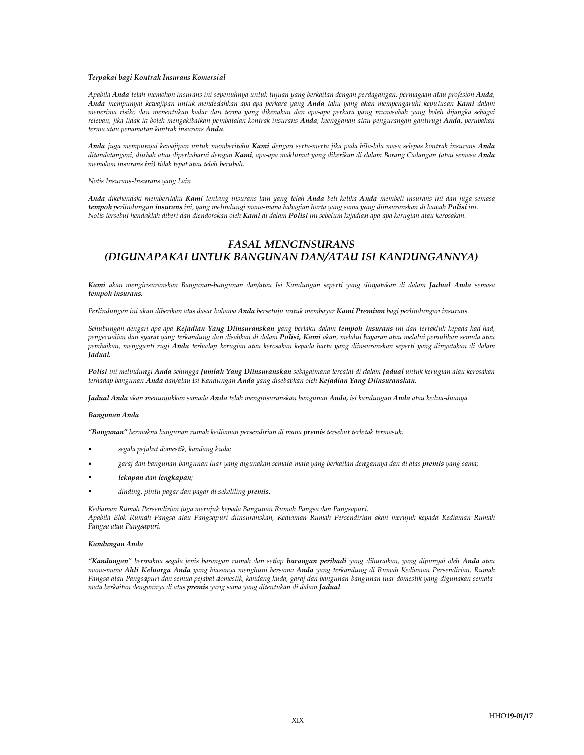***Terpakai bagi Kontrak Insurans Komersial***

*Apabila **Anda** telah memohon insurans ini sepenuhnya untuk tujuan yang berkaitan dengan perdagangan, perniagaan atau profesion **Anda**, **Anda** mempunyai kewajipan untuk mendedahkan apa-apa perkara yang **Anda** tahu yang akan mempengaruhi keputusan **Kami** dalam menerima risiko dan menentukan kadar dan terma yang dikenakan dan apa-apa perkara yang munasabah yang boleh dijangka sebagai relevan, jika tidak ia boleh mengakibatkan pembatalan kontrak insurans **Anda**, keengganan atau pengurangan gantirugi **Anda**, perubahan terma atau penamatan kontrak insurans **Anda**.*

***Anda** juga mempunyai kewajipan untuk memberitahu **Kami** dengan serta-merta jika pada bila-bila masa selepas kontrak insurans **Anda** ditandatangani, diubah atau diperbaharui dengan **Kami**, apa-apa maklumat yang diberikan di dalam Borang Cadangan (atau semasa **Anda** memohon insurans ini) tidak tepat atau telah berubah.*

*Notis Insurans-Insurans yang Lain*

***Anda** dikehendaki memberitahu **Kami** tentang insurans lain yang telah **Anda** beli ketika **Anda** membeli insurans ini dan juga semasa **tempoh** perlindungan **insurans** ini, yang melindungi mana-mana bahagian harta yang sama yang diinsuranskan di bawah **Polisi** ini. Notis tersebut hendaklah diberi dan diendorskan oleh **Kami** di dalam **Polisi** ini sebelum kejadian apa-apa kerugian atau kerosakan.*

## *FASAL MENGINSURANS (DIGUNAPAKAI UNTUK BANGUNAN DAN/ATAU ISI KANDUNGANNYA)*

***Kami** akan menginsuranskan Bangunan-bangunan dan/atau Isi Kandungan seperti yang dinyatakan di dalam **Jadual Anda** semasa **tempoh insurans.***

*Perlindungan ini akan diberikan atas dasar bahawa **Anda** bersetuju untuk membayar **Kami Premium** bagi perlindungan insurans.*

*Sehubungan dengan apa-apa **Kejadian Yang Diinsuranskan** yang berlaku dalam **tempoh insurans** ini dan tertakluk kepada had-had, pengecualian dan syarat yang terkandung dan disahkan di dalam **Polisi, Kami** akan, melalui bayaran atau melalui pemulihan semula atau pembaikan, mengganti rugi **Anda** terhadap kerugian atau kerosakan kepada harta yang diinsuranskan seperti yang dinyatakan di dalam **Jadual.***

***Polisi** ini melindungi **Anda** sehingga **Jumlah Yang Diinsuranskan** sebagaimana tercatat di dalam **Jadual** untuk kerugian atau kerosakan terhadap bangunan **Anda** dan/atau Isi Kandungan **Anda** yang disebabkan oleh **Kejadian Yang Diinsuranskan**.*

***Jadual Anda** akan menunjukkan samada **Anda** telah menginsuranskan bangunan **Anda,** isi kandungan **Anda** atau kedua-duanya.*

***Bangunan Anda***

***"Bangunan"** bermakna bangunan rumah kediaman persendirian di mana **premis** tersebut terletak termasuk:*

- *segala pejabat domestik, kandang kuda;*
- *garaj dan bangunan-bangunan luar yang digunakan semata-mata yang berkaitan dengannya dan di atas **premis** yang sama;*
- ***lekapan** dan **lengkapan**;*
- *dinding, pintu pagar dan pagar di sekeliling **premis**.*

*Kediaman Rumah Persendirian juga merujuk kepada Bangunan Rumah Pangsa dan Pangsapuri.*
*Apabila Blok Rumah Pangsa atau Pangsapuri diinsuranskan, Kediaman Rumah Persendirian akan merujuk kepada Kediaman Rumah Pangsa atau Pangsapuri.*

***Kandungan Anda***

***"Kandungan"** bermakna segala jenis barangan rumah dan setiap **barangan peribadi** yang dihuraikan, yang dipunyai oleh **Anda** atau mana-mana **Ahli Keluarga Anda** yang biasanya menghuni bersama **Anda** yang terkandung di Rumah Kediaman Persendirian, Rumah Pangsa atau Pangsapuri dan semua pejabat domestik, kandang kuda, garaj dan bangunan-bangunan luar domestik yang digunakan semata-mata berkaitan dengannya di atas **premis** yang sama yang ditentukan di dalam **Jadual**.*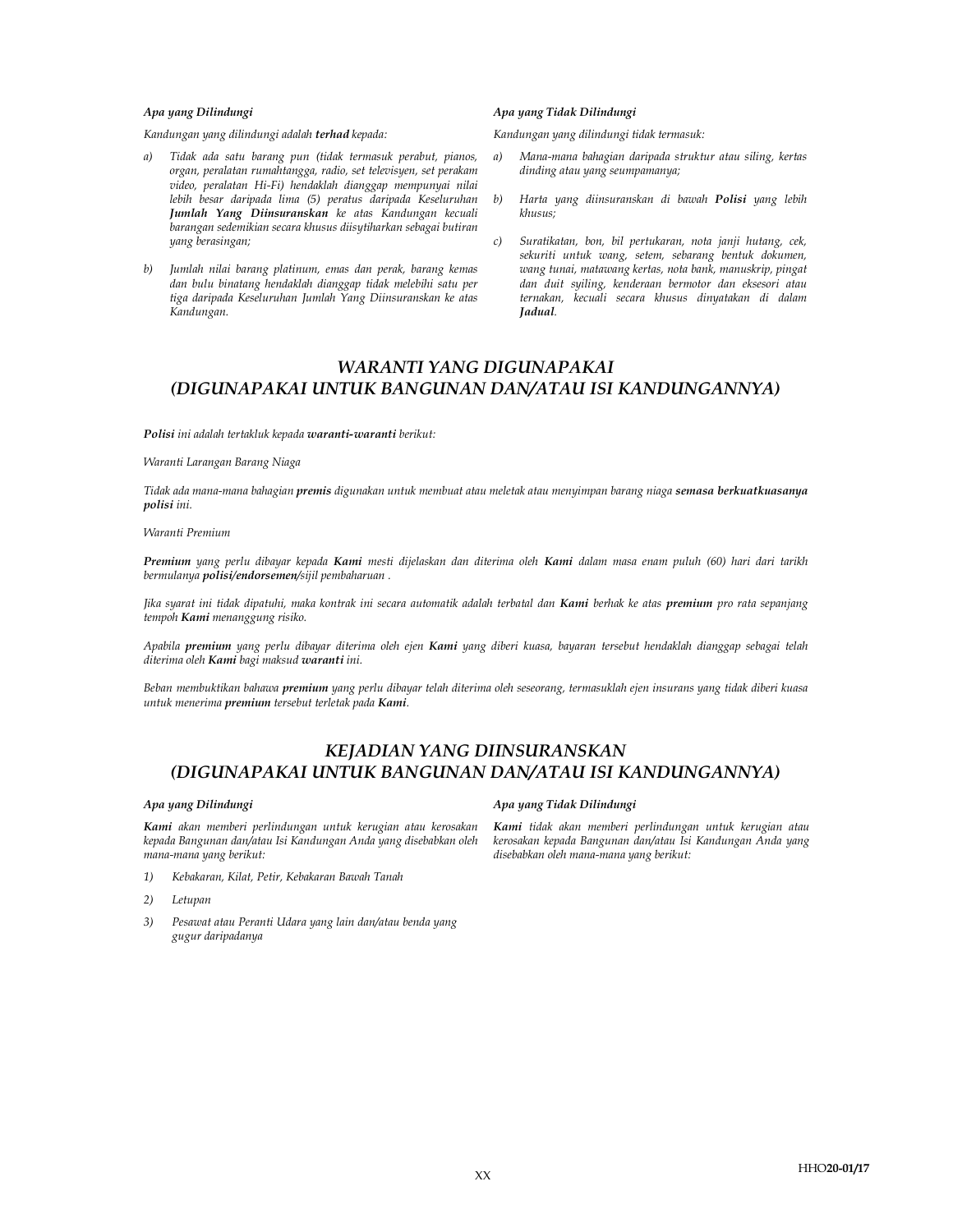*Apa yang Dilindungi*

*Kandungan yang dilindungi adalah **terhad** kepada:*

a) *Tidak ada satu barang pun (tidak termasuk perabut, pianos, organ, peralatan rumahtangga, radio, set televisyen, set perakam video, peralatan Hi-Fi) hendaklah dianggap mempunyai nilai lebih besar daripada lima (5) peratus daripada Keseluruhan **Jumlah Yang Diinsuranskan** ke atas Kandungan kecuali barangan sedemikian secara khusus diisytiharkan sebagai butiran yang berasingan;*

b) *Jumlah nilai barang platinum, emas dan perak, barang kemas dan bulu binatang hendaklah dianggap tidak melebihi satu per tiga daripada Keseluruhan Jumlah Yang Diinsuranskan ke atas Kandungan.*

*Apa yang Tidak Dilindungi*

*Kandungan yang dilindungi tidak termasuk:*

a) *Mana-mana bahagian daripada struktur atau siling, kertas dinding atau yang seumpamanya;*

b) *Harta yang diinsuranskan di bawah **Polisi** yang lebih khusus;*

c) *Suratikatan, bon, bil pertukaran, nota janji hutang, cek, sekuriti untuk wang, setem, sebarang bentuk dokumen, wang tunai, matawang kertas, nota bank, manuskrip, pingat dan duit syiling, kenderaan bermotor dan eksesori atau ternakan, kecuali secara khusus dinyatakan di dalam **Jadual**.*

## *WARANTI YANG DIGUNAPAKAI (DIGUNAPAKAI UNTUK BANGUNAN DAN/ATAU ISI KANDUNGANNYA)*

***Polisi** ini adalah tertakluk kepada **waranti-waranti** berikut:*

*Waranti Larangan Barang Niaga*

*Tidak ada mana-mana bahagian **premis** digunakan untuk membuat atau meletak atau menyimpan barang niaga **semasa berkuatkuasanya polisi** ini.*

*Waranti Premium*

***Premium** yang perlu dibayar kepada **Kami** mesti dijelaskan dan diterima oleh **Kami** dalam masa enam puluh (60) hari dari tarikh bermulanya **polisi/endorsemen/**sijil pembaharuan .*

*Jika syarat ini tidak dipatuhi, maka kontrak ini secara automatik adalah terbatal dan **Kami** berhak ke atas **premium** pro rata sepanjang tempoh **Kami** menanggung risiko.*

*Apabila **premium** yang perlu dibayar diterima oleh ejen **Kami** yang diberi kuasa, bayaran tersebut hendaklah dianggap sebagai telah diterima oleh **Kami** bagi maksud **waranti** ini.*

*Beban membuktikan bahawa **premium** yang perlu dibayar telah diterima oleh seseorang, termasuklah ejen insurans yang tidak diberi kuasa untuk menerima **premium** tersebut terletak pada **Kami**.*

## *KEJADIAN YANG DIINSURANSKAN (DIGUNAPAKAI UNTUK BANGUNAN DAN/ATAU ISI KANDUNGANNYA)*

*Apa yang Dilindungi*

***Kami** akan memberi perlindungan untuk kerugian atau kerosakan kepada Bangunan dan/atau Isi Kandungan Anda yang disebabkan oleh mana-mana yang berikut:*

1) *Kebakaran, Kilat, Petir, Kebakaran Bawah Tanah*

2) *Letupan*

3) *Pesawat atau Peranti Udara yang lain dan/atau benda yang gugur daripadanya*

*Apa yang Tidak Dilindungi*

***Kami** tidak akan memberi perlindungan untuk kerugian atau kerosakan kepada Bangunan dan/atau Isi Kandungan Anda yang disebabkan oleh mana-mana yang berikut:*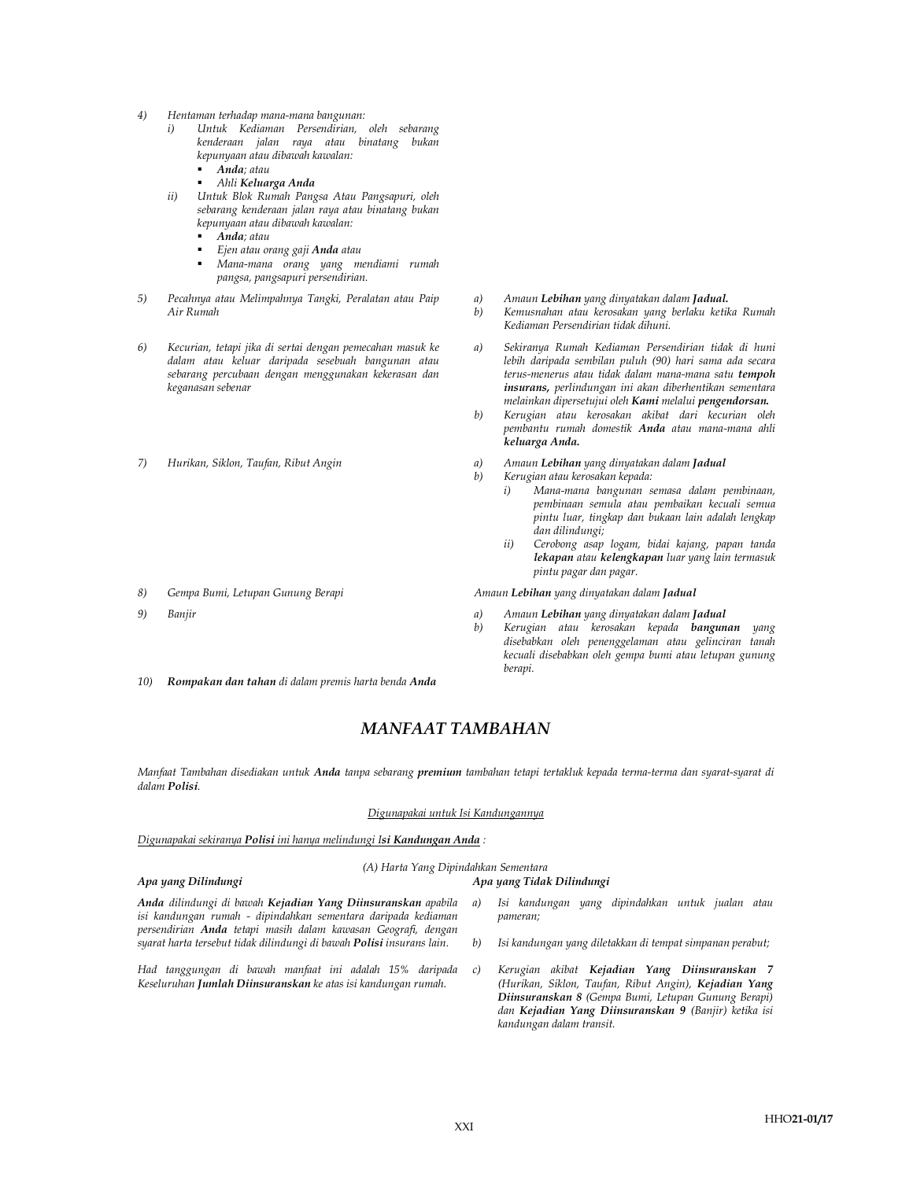| | |
|---|---|
| 4) *Hentaman terhadap mana-mana bangunan:*<br>i) *Untuk Kediaman Persendirian, oleh sebarang kenderaan jalan raya atau binatang bukan kepunyaan atau dibawah kawalan:*<br>▪ ***Anda**; atau*<br>▪ *Ahli **Keluarga Anda***<br>ii) *Untuk Blok Rumah Pangsa Atau Pangsapuri, oleh sebarang kenderaan jalan raya atau binatang bukan kepunyaan atau dibawah kawalan:*<br>▪ ***Anda**; atau*<br>▪ *Ejen atau orang gaji **Anda** atau*<br>▪ *Mana-mana orang yang mendiami rumah pangsa, pangsapuri persendirian.* | |
| 5) *Pecahnya atau Melimpahnya Tangki, Peralatan atau Paip Air Rumah* | a) *Amaun **Lebihan** yang dinyatakan dalam **Jadual.***<br>b) *Kemusnahan atau kerosakan yang berlaku ketika Rumah Kediaman Persendirian tidak dihuni.* |
| 6) *Kecurian, tetapi jika di sertai dengan pemecahan masuk ke dalam atau keluar daripada sesebuah bangunan atau sebarang percubaan dengan menggunakan kekerasan dan keganasan sebenar* | a) *Sekiranya Rumah Kediaman Persendirian tidak di huni lebih daripada sembilan puluh (90) hari sama ada secara terus-menerus atau tidak dalam mana-mana satu **tempoh insurans,** perlindungan ini akan diberhentikan sementara melainkan dipersetujui oleh **Kami** melalui **pengendorsan.***<br>b) *Kerugian atau kerosakan akibat dari kecurian oleh pembantu rumah domestik **Anda** atau mana-mana ahli **keluarga Anda.*** |
| 7) *Hurikan, Siklon, Taufan, Ribut Angin* | a) *Amaun **Lebihan** yang dinyatakan dalam **Jadual***<br>b) *Kerugian atau kerosakan kepada:*<br>i) *Mana-mana bangunan semasa dalam pembinaan, pembinaan semula atau pembaikan kecuali semua pintu luar, tingkap dan bukaan lain adalah lengkap dan dilindungi;*<br>ii) *Cerobong asap logam, bidai kajang, papan tanda **lekapan** atau **kelengkapan** luar yang lain termasuk pintu pagar dan pagar.* |
| 8) *Gempa Bumi, Letupan Gunung Berapi* | *Amaun **Lebihan** yang dinyatakan dalam **Jadual*** |
| 9) *Banjir* | a) *Amaun **Lebihan** yang dinyatakan dalam **Jadual***<br>b) *Kerugian atau kerosakan kepada **bangunan** yang disebabkan oleh penenggelaman atau gelinciran tanah kecuali disebabkan oleh gempa bumi atau letupan gunung berapi.* |
| 10) ***Rompakan dan tahan** di dalam premis harta benda **Anda*** | |

## *MANFAAT TAMBAHAN*

*Manfaat Tambahan disediakan untuk **Anda** tanpa sebarang **premium** tambahan tetapi tertakluk kepada terma-terma dan syarat-syarat di dalam **Polisi**.*

*Digunapakai untuk Isi Kandungannya*

*Digunapakai sekiranya **Polisi** ini hanya melindungi I**si Kandungan Anda** :*

*(A) Harta Yang Dipindahkan Sementara*

| ***Apa yang Dilindungi*** | ***Apa yang Tidak Dilindungi*** |
|---|---|
| ***Anda** dilindungi di bawah **Kejadian Yang Diinsuranskan** apabila isi kandungan rumah - dipindahkan sementara daripada kediaman persendirian **Anda** tetapi masih dalam kawasan Geografi, dengan syarat harta tersebut tidak dilindungi di bawah **Polisi** insurans lain.*<br><br>*Had tanggungan di bawah manfaat ini adalah 15% daripada Keseluruhan **Jumlah Diinsuranskan** ke atas isi kandungan rumah.* | a) *Isi kandungan yang dipindahkan untuk jualan atau pameran;*<br>b) *Isi kandungan yang diletakkan di tempat simpanan perabut;*<br>c) *Kerugian akibat **Kejadian Yang Diinsuranskan 7** (Hurikan, Siklon, Taufan, Ribut Angin), **Kejadian Yang Diinsuranskan 8** (Gempa Bumi, Letupan Gunung Berapi) dan **Kejadian Yang Diinsuranskan 9** (Banjir) ketika isi kandungan dalam transit.* |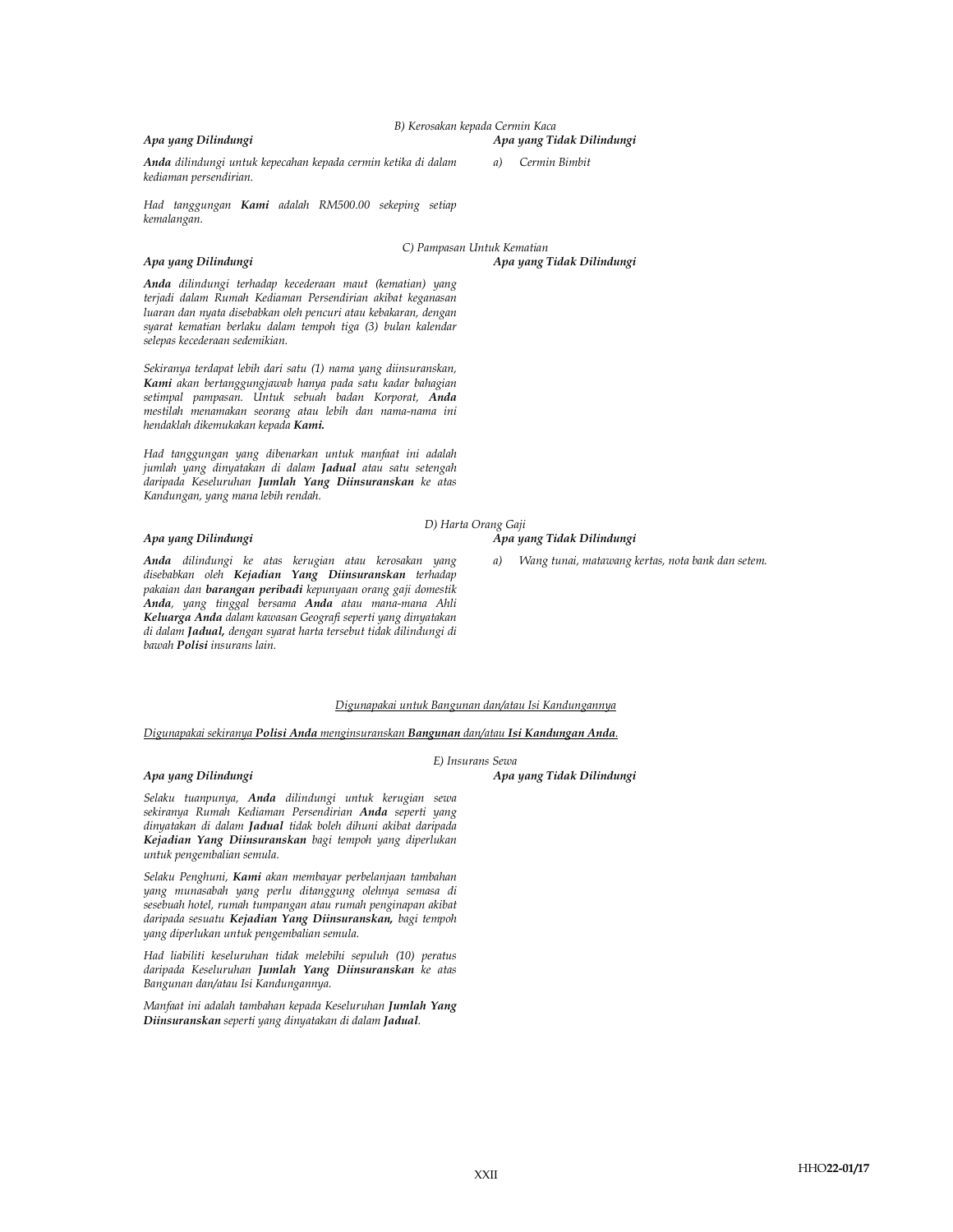*B) Kerosakan kepada Cermin Kaca*

| *Apa yang Dilindungi* | *Apa yang Tidak Dilindungi* |
| --- | --- |
| ***Anda*** *dilindungi untuk kepecahan kepada cermin ketika di dalam kediaman persendirian.*<br><br>*Had tanggungan* ***Kami*** *adalah RM500.00 sekeping setiap kemalangan.* | *a) Cermin Bimbit* |

*C) Pampasan Untuk Kematian*

| *Apa yang Dilindungi* | *Apa yang Tidak Dilindungi* |
| --- | --- |
| ***Anda*** *dilindungi terhadap kecederaan maut (kematian) yang terjadi dalam Rumah Kediaman Persendirian akibat keganasan luaran dan nyata disebabkan oleh pencuri atau kebakaran, dengan syarat kematian berlaku dalam tempoh tiga (3) bulan kalendar selepas kecederaan sedemikian.*<br><br>*Sekiranya terdapat lebih dari satu (1) nama yang diinsuranskan,* ***Kami*** *akan bertanggungjawab hanya pada satu kadar bahagian setimpal pampasan. Untuk sebuah badan Korporat,* ***Anda*** *mestilah menamakan seorang atau lebih dan nama-nama ini hendaklah dikemukakan kepada* ***Kami.***<br><br>*Had tanggungan yang dibenarkan untuk manfaat ini adalah jumlah yang dinyatakan di dalam* ***Jadual*** *atau satu setengah daripada Keseluruhan* ***Jumlah Yang Diinsuranskan*** *ke atas Kandungan, yang mana lebih rendah.* | |

*D) Harta Orang Gaji*

| *Apa yang Dilindungi* | *Apa yang Tidak Dilindungi* |
| --- | --- |
| ***Anda*** *dilindungi ke atas kerugian atau kerosakan yang disebabkan oleh* ***Kejadian Yang Diinsuranskan*** *terhadap pakaian dan* ***barangan peribadi*** *kepunyaan orang gaji domestik* ***Anda****, yang tinggal bersama* ***Anda*** *atau mana-mana Ahli* ***Keluarga Anda*** *dalam kawasan Geografi seperti yang dinyatakan di dalam* ***Jadual,*** *dengan syarat harta tersebut tidak dilindungi di bawah* ***Polisi*** *insurans lain.* | *a) Wang tunai, matawang kertas, nota bank dan setem.* |

*Digunapakai untuk Bangunan dan/atau Isi Kandungannya*

*Digunapakai sekiranya* ***Polisi Anda*** *menginsuranskan* ***Bangunan*** *dan/atau* ***Isi Kandungan Anda****.*

*E) Insurans Sewa*

| *Apa yang Dilindungi* | *Apa yang Tidak Dilindungi* |
| --- | --- |
| *Selaku tuanpunya,* ***Anda*** *dilindungi untuk kerugian sewa sekiranya Rumah Kediaman Persendirian* ***Anda*** *seperti yang dinyatakan di dalam* ***Jadual*** *tidak boleh dihuni akibat daripada* ***Kejadian Yang Diinsuranskan*** *bagi tempoh yang diperlukan untuk pengembalian semula.*<br><br>*Selaku Penghuni,* ***Kami*** *akan membayar perbelanjaan tambahan yang munasabah yang perlu ditanggung olehnya semasa di sesebuah hotel, rumah tumpangan atau rumah penginapan akibat daripada sesuatu* ***Kejadian Yang Diinsuranskan,*** *bagi tempoh yang diperlukan untuk pengembalian semula.*<br><br>*Had liabiliti keseluruhan tidak melebihi sepuluh (10) peratus daripada Keseluruhan* ***Jumlah Yang Diinsuranskan*** *ke atas Bangunan dan/atau Isi Kandungannya.*<br><br>*Manfaat ini adalah tambahan kepada Keseluruhan* ***Jumlah Yang Diinsuranskan*** *seperti yang dinyatakan di dalam* ***Jadual****.* | |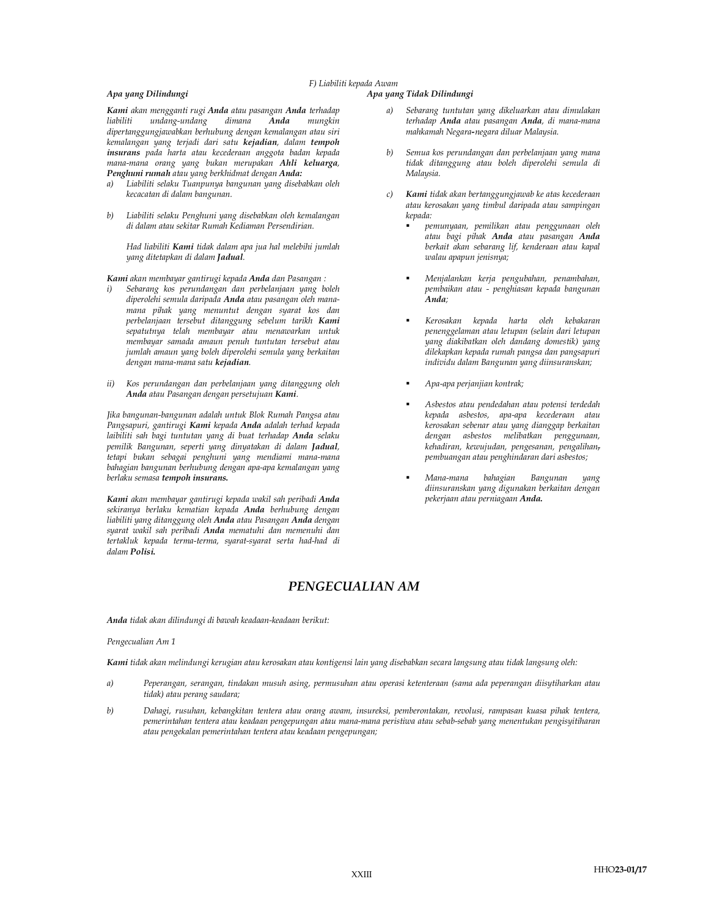*F) Liabiliti kepada Awam*

*Apa yang Dilindungi*

***Kami** akan mengganti rugi **Anda** atau pasangan **Anda** terhadap liabiliti undang-undang dimana **Anda** mungkin dipertanggungjawabkan berhubung dengan kemalangan atau siri kemalangan yang terjadi dari satu **kejadian**, dalam **tempoh insurans** pada harta atau kecederaan anggota badan kepada mana-mana orang yang bukan merupakan **Ahli keluarga**, **Penghuni rumah** atau yang berkhidmat dengan **Anda:***

a) *Liabiliti selaku Tuanpunya bangunan yang disebabkan oleh kecacatan di dalam bangunan.*

b) *Liabiliti selaku Penghuni yang disebabkan oleh kemalangan di dalam atau sekitar Rumah Kediaman Persendirian.*

   *Had liabiliti **Kami** tidak dalam apa jua hal melebihi jumlah yang ditetapkan di dalam **Jadual**.*

***Kami** akan membayar gantirugi kepada **Anda** dan Pasangan :*

i) *Sebarang kos perundangan dan perbelanjaan yang boleh diperolehi semula daripada **Anda** atau pasangan oleh mana-mana pihak yang menuntut dengan syarat kos dan perbelanjaan tersebut ditanggung sebelum tarikh **Kami** sepatutnya telah membayar atau menawarkan untuk membayar samada amaun penuh tuntutan tersebut atau jumlah amaun yang boleh diperolehi semula yang berkaitan dengan mana-mana satu **kejadian**.*

ii) *Kos perundangan dan perbelanjaan yang ditanggung oleh **Anda** atau Pasangan dengan persetujuan **Kami**.*

*Jika bangunan-bangunan adalah untuk Blok Rumah Pangsa atau Pangsapuri, gantirugi **Kami** kepada **Anda** adalah terhad kepada laibiliti sah bagi tuntutan yang di buat terhadap **Anda** selaku pemilik Bangunan, seperti yang dinyatakan di dalam **Jadual**, tetapi bukan sebagai penghuni yang mendiami mana-mana bahagian bangunan berhubung dengan apa-apa kemalangan yang berlaku semasa **tempoh insurans.***

***Kami** akan membayar gantirugi kepada wakil sah peribadi **Anda** sekiranya berlaku kematian kepada **Anda** berhubung dengan liabiliti yang ditanggung oleh **Anda** atau Pasangan **Anda** dengan syarat wakil sah peribadi **Anda** mematuhi dan memenuhi dan tertakluk kepada terma-terma, syarat-syarat serta had-had di dalam **Polisi.***

*Apa yang Tidak Dilindungi*

a) *Sebarang tuntutan yang dikeluarkan atau dimulakan terhadap **Anda** atau pasangan **Anda**, di mana-mana mahkamah Negara-negara diluar Malaysia.*

b) *Semua kos perundangan dan perbelanjaan yang mana tidak ditanggung atau boleh diperolehi semula di Malaysia.*

c) ***Kami** tidak akan bertanggungjawab ke atas kecederaan atau kerosakan yang timbul daripada atau sampingan kepada:*
   - *pemunyaan, pemilikan atau penggunaan oleh atau bagi pihak **Anda** atau pasangan **Anda** berkait akan sebarang lif, kenderaan atau kapal walau apapun jenisnya;*
   - *Menjalankan kerja pengubahan, penambahan, pembaikan atau - penghiasan kepada bangunan **Anda**;*
   - *Kerosakan kepada harta oleh kebakaran penenggelaman atau letupan (selain dari letupan yang diakibatkan oleh dandang domestik) yang dilekapkan kepada rumah pangsa dan pangsapuri individu dalam Bangunan yang diinsuranskan;*
   - *Apa-apa perjanjian kontrak;*
   - *Asbestos atau pendedahan atau potensi terdedah kepada asbestos, apa-apa kecederaan atau kerosakan sebenar atau yang dianggap berkaitan dengan asbestos melibatkan penggunaan, kehadiran, kewujudan, pengesanan, pengalihan, pembuangan atau penghindaran dari asbestos;*
   - *Mana-mana bahagian Bangunan yang diinsuranskan yang digunakan berkaitan dengan pekerjaan atau perniagaan **Anda.***

## *PENGECUALIAN AM*

***Anda** tidak akan dilindungi di bawah keadaan-keadaan berikut:*

*Pengecualian Am 1*

***Kami** tidak akan melindungi kerugian atau kerosakan atau kontigensi lain yang disebabkan secara langsung atau tidak langsung oleh:*

a) *Peperangan, serangan, tindakan musuh asing, permusuhan atau operasi ketenteraan (sama ada peperangan diisytiharkan atau tidak) atau perang saudara;*

b) *Dahagi, rusuhan, kebangkitan tentera atau orang awam, insureksi, pemberontakan, revolusi, rampasan kuasa pihak tentera, pemerintahan tentera atau keadaan pengepungan atau mana-mana peristiwa atau sebab-sebab yang menentukan pengisyitiharan atau pengekalan pemerintahan tentera atau keadaan pengepungan;*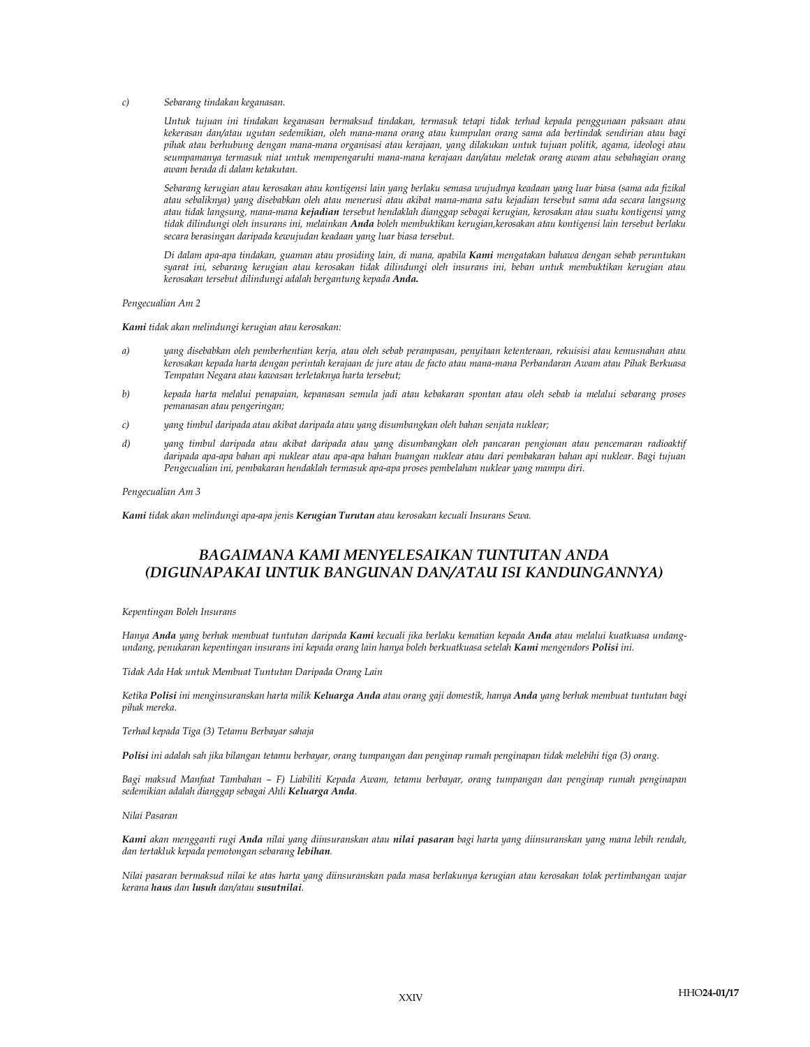c) *Sebarang tindakan keganasan.*

*Untuk tujuan ini tindakan keganasan bermaksud tindakan, termasuk tetapi tidak terhad kepada penggunaan paksaan atau kekerasan dan/atau ugutan sedemikian, oleh mana-mana orang atau kumpulan orang sama ada bertindak sendirian atau bagi pihak atau berhubung dengan mana-mana organisasi atau kerajaan, yang dilakukan untuk tujuan politik, agama, ideologi atau seumpamanya termasuk niat untuk mempengaruhi mana-mana kerajaan dan/atau meletak orang awam atau sebahagian orang awam berada di dalam ketakutan.*

*Sebarang kerugian atau kerosakan atau kontigensi lain yang berlaku semasa wujudnya keadaan yang luar biasa (sama ada fizikal atau sebaliknya) yang disebabkan oleh atau menerusi atau akibat mana-mana satu kejadian tersebut sama ada secara langsung atau tidak langsung, mana-mana **kejadian** tersebut hendaklah dianggap sebagai kerugian, kerosakan atau suatu kontigensi yang tidak dilindungi oleh insurans ini, melainkan **Anda** boleh membuktikan kerugian,kerosakan atau kontigensi lain tersebut berlaku secara berasingan daripada kewujudan keadaan yang luar biasa tersebut.*

*Di dalam apa-apa tindakan, guaman atau prosiding lain, di mana, apabila **Kami** mengatakan bahawa dengan sebab peruntukan syarat ini, sebarang kerugian atau kerosakan tidak dilindungi oleh insurans ini, beban untuk membuktikan kerugian atau kerosakan tersebut dilindungi adalah bergantung kepada **Anda.***

*Pengecualian Am 2*

***Kami** tidak akan melindungi kerugian atau kerosakan:*

a) *yang disebabkan oleh pemberhentian kerja, atau oleh sebab perampasan, penyitaan ketenteraan, rekuisisi atau kemusnahan atau kerosakan kepada harta dengan perintah kerajaan de jure atau de facto atau mana-mana Perbandaran Awam atau Pihak Berkuasa Tempatan Negara atau kawasan terletaknya harta tersebut;*

b) *kepada harta melalui penapaian, kepanasan semula jadi atau kebakaran spontan atau oleh sebab ia melalui sebarang proses pemanasan atau pengeringan;*

c) *yang timbul daripada atau akibat daripada atau yang disumbangkan oleh bahan senjata nuklear;*

d) *yang timbul daripada atau akibat daripada atau yang disumbangkan oleh pancaran pengionan atau pencemaran radioaktif daripada apa-apa bahan api nuklear atau apa-apa bahan buangan nuklear atau dari pembakaran bahan api nuklear. Bagi tujuan Pengecualian ini, pembakaran hendaklah termasuk apa-apa proses pembelahan nuklear yang mampu diri.*

*Pengecualian Am 3*

***Kami** tidak akan melindungi apa-apa jenis **Kerugian Turutan** atau kerosakan kecuali Insurans Sewa.*

## *BAGAIMANA KAMI MENYELESAIKAN TUNTUTAN ANDA (DIGUNAPAKAI UNTUK BANGUNAN DAN/ATAU ISI KANDUNGANNYA)*

*Kepentingan Boleh Insurans*

*Hanya **Anda** yang berhak membuat tuntutan daripada **Kami** kecuali jika berlaku kematian kepada **Anda** atau melalui kuatkuasa undang-undang, penukaran kepentingan insurans ini kepada orang lain hanya boleh berkuatkuasa setelah **Kami** mengendors **Polisi** ini.*

*Tidak Ada Hak untuk Membuat Tuntutan Daripada Orang Lain*

*Ketika **Polisi** ini menginsuranskan harta milik **Keluarga Anda** atau orang gaji domestik, hanya **Anda** yang berhak membuat tuntutan bagi pihak mereka.*

*Terhad kepada Tiga (3) Tetamu Berbayar sahaja*

***Polisi** ini adalah sah jika bilangan tetamu berbayar, orang tumpangan dan penginap rumah penginapan tidak melebihi tiga (3) orang.*

*Bagi maksud Manfaat Tambahan – F) Liabiliti Kepada Awam, tetamu berbayar, orang tumpangan dan penginap rumah penginapan sedemikian adalah dianggap sebagai Ahli **Keluarga Anda**.*

*Nilai Pasaran*

***Kami** akan mengganti rugi **Anda** nilai yang diinsuranskan atau **nilai pasaran** bagi harta yang diinsuranskan yang mana lebih rendah, dan tertakluk kepada pemotongan sebarang **lebihan**.*

*Nilai pasaran bermaksud nilai ke atas harta yang diinsuranskan pada masa berlakunya kerugian atau kerosakan tolak pertimbangan wajar kerana **haus** dan **lusuh** dan/atau **susutnilai**.*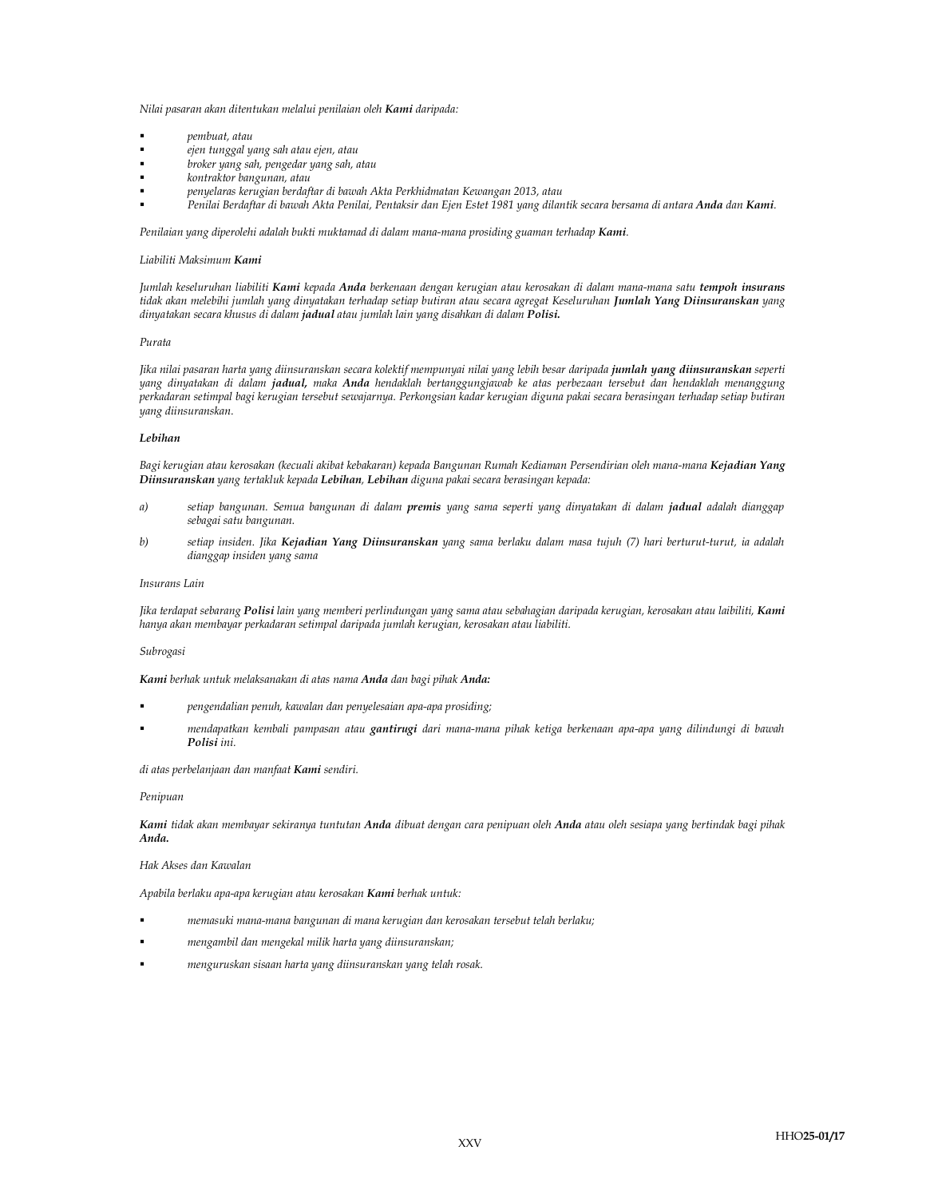*Nilai pasaran akan ditentukan melalui penilaian oleh **Kami** daripada:*

- *pembuat, atau*
- *ejen tunggal yang sah atau ejen, atau*
- *broker yang sah, pengedar yang sah, atau*
- *kontraktor bangunan, atau*
- *penyelaras kerugian berdaftar di bawah Akta Perkhidmatan Kewangan 2013, atau*
- *Penilai Berdaftar di bawah Akta Penilai, Pentaksir dan Ejen Estet 1981 yang dilantik secara bersama di antara **Anda** dan **Kami**.*

*Penilaian yang diperolehi adalah bukti muktamad di dalam mana-mana prosiding guaman terhadap **Kami**.*

*Liabiliti Maksimum **Kami***

*Jumlah keseluruhan liabiliti **Kami** kepada **Anda** berkenaan dengan kerugian atau kerosakan di dalam mana-mana satu **tempoh insurans** tidak akan melebihi jumlah yang dinyatakan terhadap setiap butiran atau secara agregat Keseluruhan **Jumlah Yang Diinsuranskan** yang dinyatakan secara khusus di dalam **jadual** atau jumlah lain yang disahkan di dalam **Polisi.***

*Purata*

*Jika nilai pasaran harta yang diinsuranskan secara kolektif mempunyai nilai yang lebih besar daripada **jumlah yang diinsuranskan** seperti yang dinyatakan di dalam **jadual,** maka **Anda** hendaklah bertanggungjawab ke atas perbezaan tersebut dan hendaklah menanggung perkadaran setimpal bagi kerugian tersebut sewajarnya. Perkongsian kadar kerugian diguna pakai secara berasingan terhadap setiap butiran yang diinsuranskan.*

***Lebihan***

*Bagi kerugian atau kerosakan (kecuali akibat kebakaran) kepada Bangunan Rumah Kediaman Persendirian oleh mana-mana **Kejadian Yang Diinsuranskan** yang tertakluk kepada **Lebihan**, **Lebihan** diguna pakai secara berasingan kepada:*

*a) setiap bangunan. Semua bangunan di dalam **premis** yang sama seperti yang dinyatakan di dalam **jadual** adalah dianggap sebagai satu bangunan.*

*b) setiap insiden. Jika **Kejadian Yang Diinsuranskan** yang sama berlaku dalam masa tujuh (7) hari berturut-turut, ia adalah dianggap insiden yang sama*

*Insurans Lain*

*Jika terdapat sebarang **Polisi** lain yang memberi perlindungan yang sama atau sebahagian daripada kerugian, kerosakan atau laibiliti, **Kami** hanya akan membayar perkadaran setimpal daripada jumlah kerugian, kerosakan atau liabiliti.*

*Subrogasi*

***Kami** berhak untuk melaksanakan di atas nama **Anda** dan bagi pihak **Anda:***

- *pengendalian penuh, kawalan dan penyelesaian apa-apa prosiding;*
- *mendapatkan kembali pampasan atau **gantirugi** dari mana-mana pihak ketiga berkenaan apa-apa yang dilindungi di bawah **Polisi** ini.*

*di atas perbelanjaan dan manfaat **Kami** sendiri.*

*Penipuan*

***Kami** tidak akan membayar sekiranya tuntutan **Anda** dibuat dengan cara penipuan oleh **Anda** atau oleh sesiapa yang bertindak bagi pihak **Anda.***

*Hak Akses dan Kawalan*

*Apabila berlaku apa-apa kerugian atau kerosakan **Kami** berhak untuk:*

- *memasuki mana-mana bangunan di mana kerugian dan kerosakan tersebut telah berlaku;*
- *mengambil dan mengekal milik harta yang diinsuranskan;*
- *menguruskan sisaan harta yang diinsuranskan yang telah rosak.*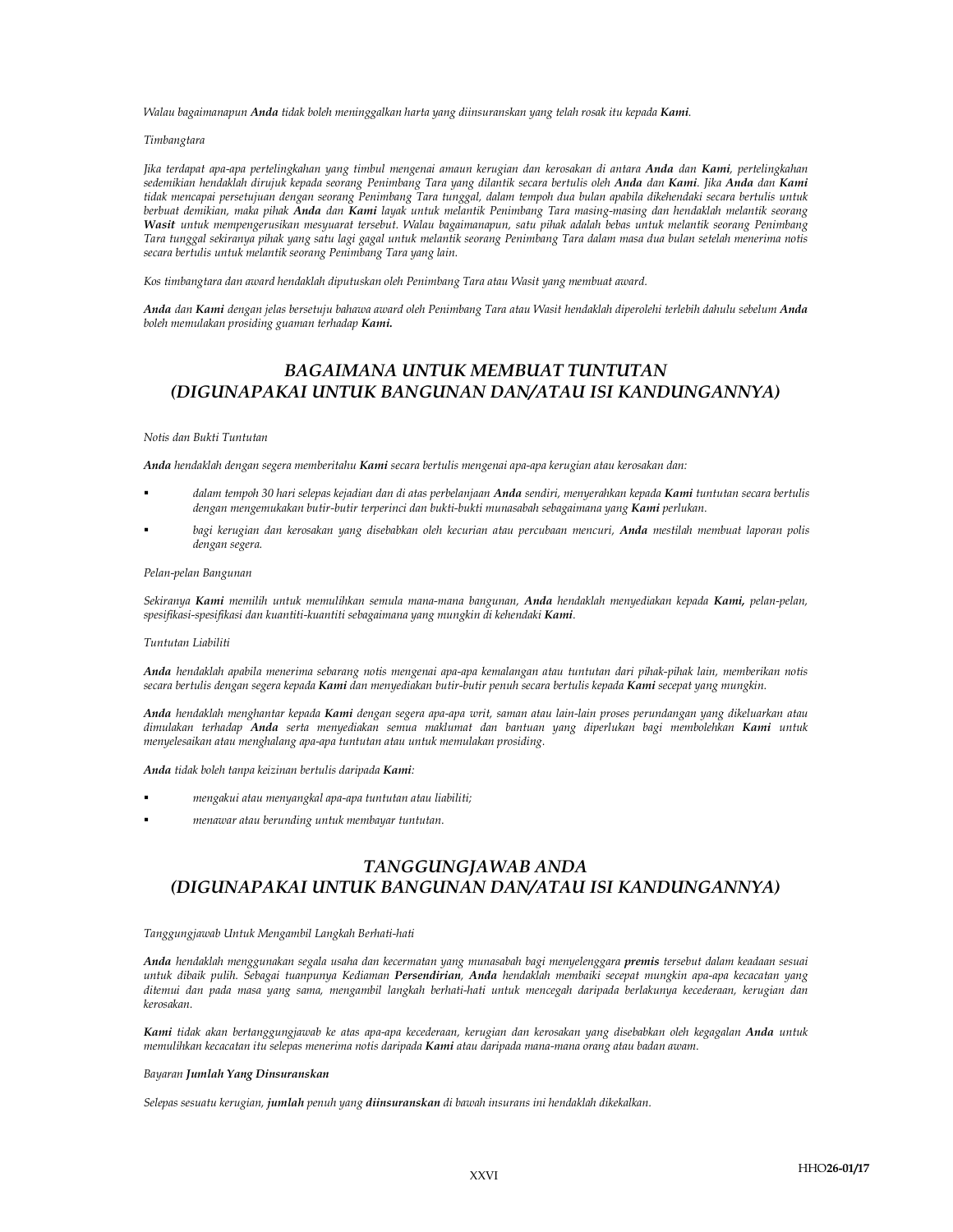*Walau bagaimanapun* ***Anda*** *tidak boleh meninggalkan harta yang diinsuranskan yang telah rosak itu kepada* ***Kami****.*

*Timbangtara*

*Jika terdapat apa-apa pertelingkahan yang timbul mengenai amaun kerugian dan kerosakan di antara* ***Anda*** *dan* ***Kami****, pertelingkahan sedemikian hendaklah dirujuk kepada seorang Penimbang Tara yang dilantik secara bertulis oleh* ***Anda*** *dan* ***Kami****. Jika* ***Anda*** *dan* ***Kami*** *tidak mencapai persetujuan dengan seorang Penimbang Tara tunggal, dalam tempoh dua bulan apabila dikehendaki secara bertulis untuk berbuat demikian, maka pihak* ***Anda*** *dan* ***Kami*** *layak untuk melantik Penimbang Tara masing-masing dan hendaklah melantik seorang* ***Wasit*** *untuk mempengerusikan mesyuarat tersebut. Walau bagaimanapun, satu pihak adalah bebas untuk melantik seorang Penimbang Tara tunggal sekiranya pihak yang satu lagi gagal untuk melantik seorang Penimbang Tara dalam masa dua bulan setelah menerima notis secara bertulis untuk melantik seorang Penimbang Tara yang lain.*

*Kos timbangtara dan award hendaklah diputuskan oleh Penimbang Tara atau Wasit yang membuat award.*

***Anda*** *dan* ***Kami*** *dengan jelas bersetuju bahawa award oleh Penimbang Tara atau Wasit hendaklah diperolehi terlebih dahulu sebelum* ***Anda*** *boleh memulakan prosiding guaman terhadap* ***Kami.***

## *BAGAIMANA UNTUK MEMBUAT TUNTUTAN (DIGUNAPAKAI UNTUK BANGUNAN DAN/ATAU ISI KANDUNGANNYA)*

*Notis dan Bukti Tuntutan*

***Anda*** *hendaklah dengan segera memberitahu* ***Kami*** *secara bertulis mengenai apa-apa kerugian atau kerosakan dan:*

- *dalam tempoh 30 hari selepas kejadian dan di atas perbelanjaan* ***Anda*** *sendiri, menyerahkan kepada* ***Kami*** *tuntutan secara bertulis dengan mengemukakan butir-butir terperinci dan bukti-bukti munasabah sebagaimana yang* ***Kami*** *perlukan.*
- *bagi kerugian dan kerosakan yang disebabkan oleh kecurian atau percubaan mencuri,* ***Anda*** *mestilah membuat laporan polis dengan segera.*

*Pelan-pelan Bangunan*

*Sekiranya* ***Kami*** *memilih untuk memulihkan semula mana-mana bangunan,* ***Anda*** *hendaklah menyediakan kepada* ***Kami,*** *pelan-pelan, spesifikasi-spesifikasi dan kuantiti-kuantiti sebagaimana yang mungkin di kehendaki* ***Kami****.*

*Tuntutan Liabiliti*

***Anda*** *hendaklah apabila menerima sebarang notis mengenai apa-apa kemalangan atau tuntutan dari pihak-pihak lain, memberikan notis secara bertulis dengan segera kepada* ***Kami*** *dan menyediakan butir-butir penuh secara bertulis kepada* ***Kami*** *secepat yang mungkin.*

***Anda*** *hendaklah menghantar kepada* ***Kami*** *dengan segera apa-apa writ, saman atau lain-lain proses perundangan yang dikeluarkan atau dimulakan terhadap* ***Anda*** *serta menyediakan semua maklumat dan bantuan yang diperlukan bagi membolehkan* ***Kami*** *untuk menyelesaikan atau menghalang apa-apa tuntutan atau untuk memulakan prosiding.*

***Anda*** *tidak boleh tanpa keizinan bertulis daripada* ***Kami****:*

- *mengakui atau menyangkal apa-apa tuntutan atau liabiliti;*
- *menawar atau berunding untuk membayar tuntutan.*

## *TANGGUNGJAWAB ANDA (DIGUNAPAKAI UNTUK BANGUNAN DAN/ATAU ISI KANDUNGANNYA)*

*Tanggungjawab Untuk Mengambil Langkah Berhati-hati*

***Anda*** *hendaklah menggunakan segala usaha dan kecermatan yang munasabah bagi menyelenggara* ***premis*** *tersebut dalam keadaan sesuai untuk dibaik pulih. Sebagai tuanpunya Kediaman* ***Persendirian****,* ***Anda*** *hendaklah membaiki secepat mungkin apa-apa kecacatan yang ditemui dan pada masa yang sama, mengambil langkah berhati-hati untuk mencegah daripada berlakunya kecederaan, kerugian dan kerosakan.*

***Kami*** *tidak akan bertanggungjawab ke atas apa-apa kecederaan, kerugian dan kerosakan yang disebabkan oleh kegagalan* ***Anda*** *untuk memulihkan kecacatan itu selepas menerima notis daripada* ***Kami*** *atau daripada mana-mana orang atau badan awam.*

*Bayaran* ***Jumlah Yang Dinsuranskan***

*Selepas sesuatu kerugian,* ***jumlah*** *penuh yang* ***diinsuranskan*** *di bawah insurans ini hendaklah dikekalkan.*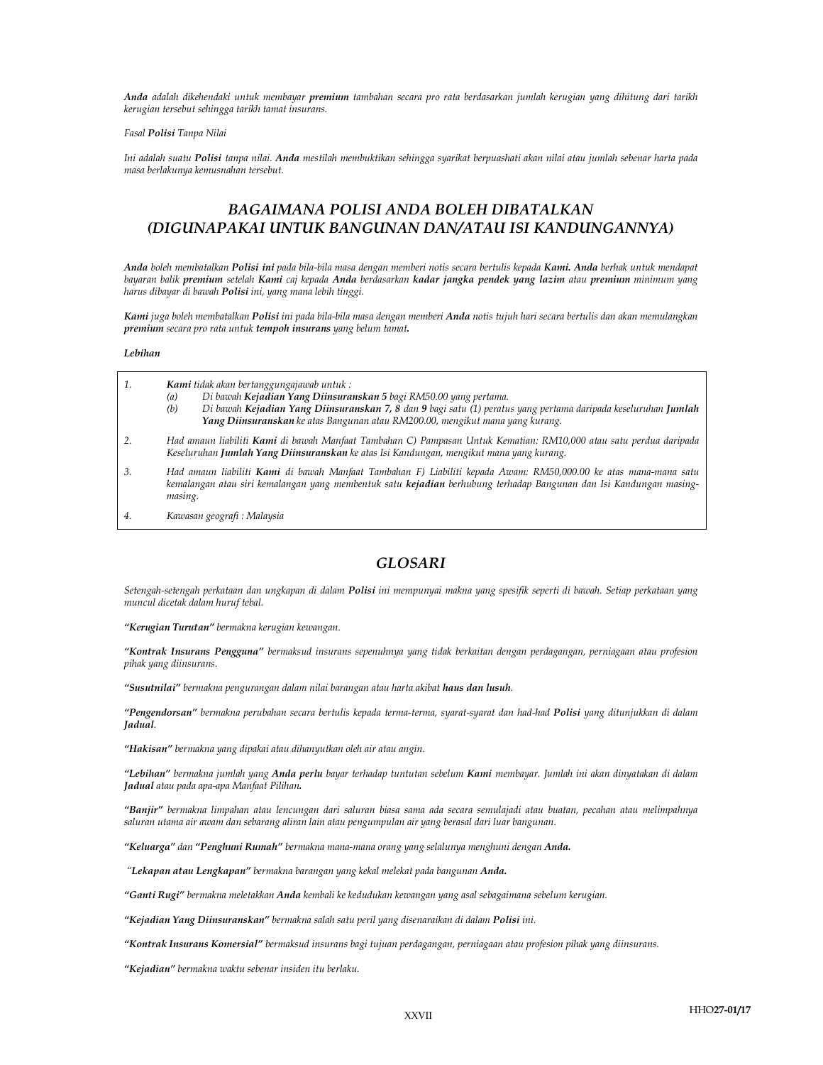*__Anda__ adalah dikehendaki untuk membayar __premium__ tambahan secara pro rata berdasarkan jumlah kerugian yang dihitung dari tarikh kerugian tersebut sehingga tarikh tamat insurans.*

*Fasal __Polisi__ Tanpa Nilai*

*Ini adalah suatu __Polisi__ tanpa nilai. __Anda__ mestilah membuktikan sehingga syarikat berpuashati akan nilai atau jumlah sebenar harta pada masa berlakunya kemusnahan tersebut.*

## *BAGAIMANA POLISI ANDA BOLEH DIBATALKAN (DIGUNAPAKAI UNTUK BANGUNAN DAN/ATAU ISI KANDUNGANNYA)*

*__Anda__ boleh membatalkan __Polisi ini__ pada bila-bila masa dengan memberi notis secara bertulis kepada __Kami. Anda__ berhak untuk mendapat bayaran balik __premium__ setelah __Kami__ caj kepada __Anda__ berdasarkan __kadar jangka pendek yang lazim__ atau __premium__ minimum yang harus dibayar di bawah __Polisi__ ini, yang mana lebih tinggi.*

*__Kami__ juga boleh membatalkan __Polisi__ ini pada bila-bila masa dengan memberi __Anda__ notis tujuh hari secara bertulis dan akan memulangkan __premium__ secara pro rata untuk __tempoh insurans__ yang belum tamat__.__*

***Lebihan***

1. *__Kami__ tidak akan bertanggungjawab untuk :*
   - (a) *Di bawah __Kejadian Yang Diinsuranskan 5__ bagi RM50.00 yang pertama.*
   - (b) *Di bawah __Kejadian Yang Diinsuranskan 7, 8__ dan __9__ bagi satu (1) peratus yang pertama daripada keseluruhan __Jumlah Yang Diinsuranskan__ ke atas Bangunan atau RM200.00, mengikut mana yang kurang.*
2. *Had amaun liabiliti __Kami__ di bawah Manfaat Tambahan C) Pampasan Untuk Kematian: RM10,000 atau satu perdua daripada Keseluruhan __Jumlah Yang Diinsuranskan__ ke atas Isi Kandungan, mengikut mana yang kurang.*
3. *Had amaun liabiliti __Kami__ di bawah Manfaat Tambahan F) Liabiliti kepada Awam: RM50,000.00 ke atas mana-mana satu kemalangan atau siri kemalangan yang membentuk satu __kejadian__ berhubung terhadap Bangunan dan Isi Kandungan masing-masing.*
4. *Kawasan geografi : Malaysia*

## *GLOSARI*

*Setengah-setengah perkataan dan ungkapan di dalam __Polisi__ ini mempunyai makna yang spesifik seperti di bawah. Setiap perkataan yang muncul dicetak dalam huruf tebal.*

*__"Kerugian Turutan"__ bermakna kerugian kewangan.*

*__"Kontrak Insurans Pengguna"__ bermaksud insurans sepenuhnya yang tidak berkaitan dengan perdagangan, perniagaan atau profesion pihak yang diinsurans.*

*__"Susutnilai"__ bermakna pengurangan dalam nilai barangan atau harta akibat __haus dan lusuh__.*

*__"Pengendorsan"__ bermakna perubahan secara bertulis kepada terma-terma, syarat-syarat dan had-had __Polisi__ yang ditunjukkan di dalam __Jadual__.*

*__"Hakisan"__ bermakna yang dipakai atau dihanyutkan oleh air atau angin.*

*__"Lebihan"__ bermakna jumlah yang __Anda perlu__ bayar terhadap tuntutan sebelum __Kami__ membayar. Jumlah ini akan dinyatakan di dalam __Jadual__ atau pada apa-apa Manfaat Pilihan__.__*

*__"Banjir"__ bermakna limpahan atau lencungan dari saluran biasa sama ada secara semulajadi atau buatan, pecahan atau melimpahnya saluran utama air awam dan sebarang aliran lain atau pengumpulan air yang berasal dari luar bangunan.*

*__"Keluarga"__ dan __"Penghuni Rumah"__ bermakna mana-mana orang yang selalunya menghuni dengan __Anda.__*

*__"Lekapan atau Lengkapan"__ bermakna barangan yang kekal melekat pada bangunan __Anda.__*

*__"Ganti Rugi"__ bermakna meletakkan __Anda__ kembali ke kedudukan kewangan yang asal sebagaimana sebelum kerugian.*

*__"Kejadian Yang Diinsuranskan"__ bermakna salah satu peril yang disenaraikan di dalam __Polisi__ ini.*

*__"Kontrak Insurans Komersial"__ bermaksud insurans bagi tujuan perdagangan, perniagaan atau profesion pihak yang diinsurans.*

*__"Kejadian"__ bermakna waktu sebenar insiden itu berlaku.*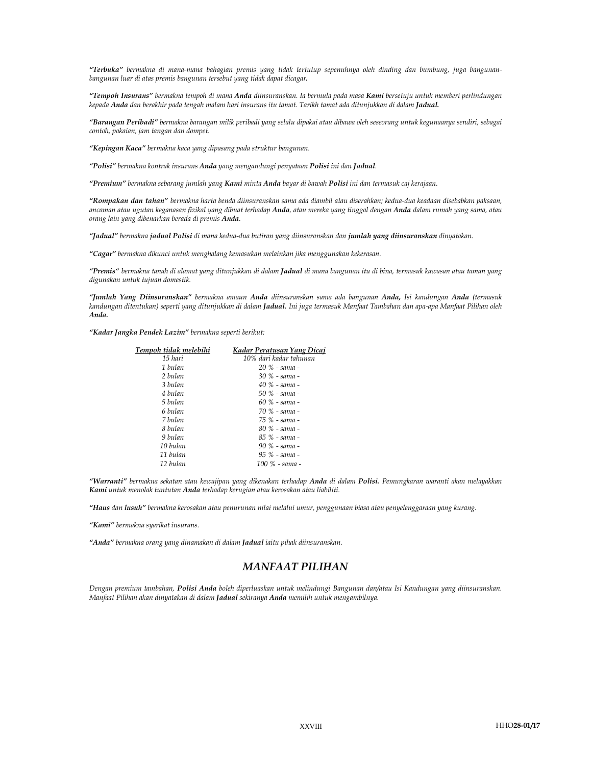*"Terbuka" bermakna di mana-mana bahagian premis yang tidak tertutup sepenuhnya oleh dinding dan bumbung, juga bangunan-bangunan luar di atas premis bangunan tersebut yang tidak dapat dicagar.*

*"Tempoh Insurans" bermakna tempoh di mana **Anda** diinsuranskan. Ia bermula pada masa **Kami** bersetuju untuk memberi perlindungan kepada **Anda** dan berakhir pada tengah malam hari insurans itu tamat. Tarikh tamat ada ditunjukkan di dalam **Jadual.***

*"Barangan Peribadi" bermakna barangan milik peribadi yang selalu dipakai atau dibawa oleh seseorang untuk kegunaanya sendiri, sebagai contoh, pakaian, jam tangan dan dompet.*

*"Kepingan Kaca" bermakna kaca yang dipasang pada struktur bangunan.*

*"Polisi" bermakna kontrak insurans **Anda** yang mengandungi penyataan **Polisi** ini dan **Jadual**.*

*"Premium" bermakna sebarang jumlah yang **Kami** minta **Anda** bayar di bawah **Polisi** ini dan termasuk caj kerajaan.*

*"Rompakan dan tahan" bermakna harta benda diinsuranskan sama ada diambil atau diserahkan; kedua-dua keadaan disebabkan paksaan, ancaman atau ugutan keganasan fizikal yang dibuat terhadap **Anda**, atau mereka yang tinggal dengan **Anda** dalam rumah yang sama, atau orang lain yang dibenarkan berada di premis **Anda**.*

*"Jadual" bermakna **jadual Polisi** di mana kedua-dua butiran yang diinsuranskan dan **jumlah yang diinsuranskan** dinyatakan.*

*"Cagar" bermakna dikunci untuk menghalang kemasukan melainkan jika menggunakan kekerasan.*

*"Premis" bermakna tanah di alamat yang ditunjukkan di dalam **Jadual** di mana bangunan itu di bina, termasuk kawasan atau taman yang digunakan untuk tujuan domestik.*

*"Jumlah Yang Diinsuranskan" bermakna amaun **Anda** diinsuranskan sama ada bangunan **Anda,** Isi kandungan **Anda** (termasuk kandungan ditentukan) seperti yang ditunjukkan di dalam **Jadual.** Ini juga termasuk Manfaat Tambahan dan apa-apa Manfaat Pilihan oleh **Anda.***

*"Kadar Jangka Pendek Lazim" bermakna seperti berikut:*

| *Tempoh tidak melebihi* | *Kadar Peratusan Yang Dicaj* |
|---|---|
| *15 hari* | *10% dari kadar tahunan* |
| *1 bulan* | *20 % - sama -* |
| *2 bulan* | *30 % - sama -* |
| *3 bulan* | *40 % - sama -* |
| *4 bulan* | *50 % - sama -* |
| *5 bulan* | *60 % - sama -* |
| *6 bulan* | *70 % - sama -* |
| *7 bulan* | *75 % - sama -* |
| *8 bulan* | *80 % - sama -* |
| *9 bulan* | *85 % - sama -* |
| *10 bulan* | *90 % - sama -* |
| *11 bulan* | *95 % - sama -* |
| *12 bulan* | *100 % - sama -* |

*"Warranti" bermakna sekatan atau kewajipan yang dikenakan terhadap **Anda** di dalam **Polisi.** Pemungkaran waranti akan melayakkan **Kami** untuk menolak tuntutan **Anda** terhadap kerugian atau kerosakan atau liabiliti.*

*"Haus dan lusuh" bermakna kerosakan atau penurunan nilai melalui umur, penggunaan biasa atau penyelenggaraan yang kurang.*

*"Kami" bermakna syarikat insurans.*

*"Anda" bermakna orang yang dinamakan di dalam **Jadual** iaitu pihak diinsuranskan.*

## *MANFAAT PILIHAN*

*Dengan premium tambahan, **Polisi Anda** boleh diperluaskan untuk melindungi Bangunan dan/atau Isi Kandungan yang diinsuranskan. Manfaat Pilihan akan dinyatakan di dalam **Jadual** sekiranya **Anda** memilih untuk mengambilnya.*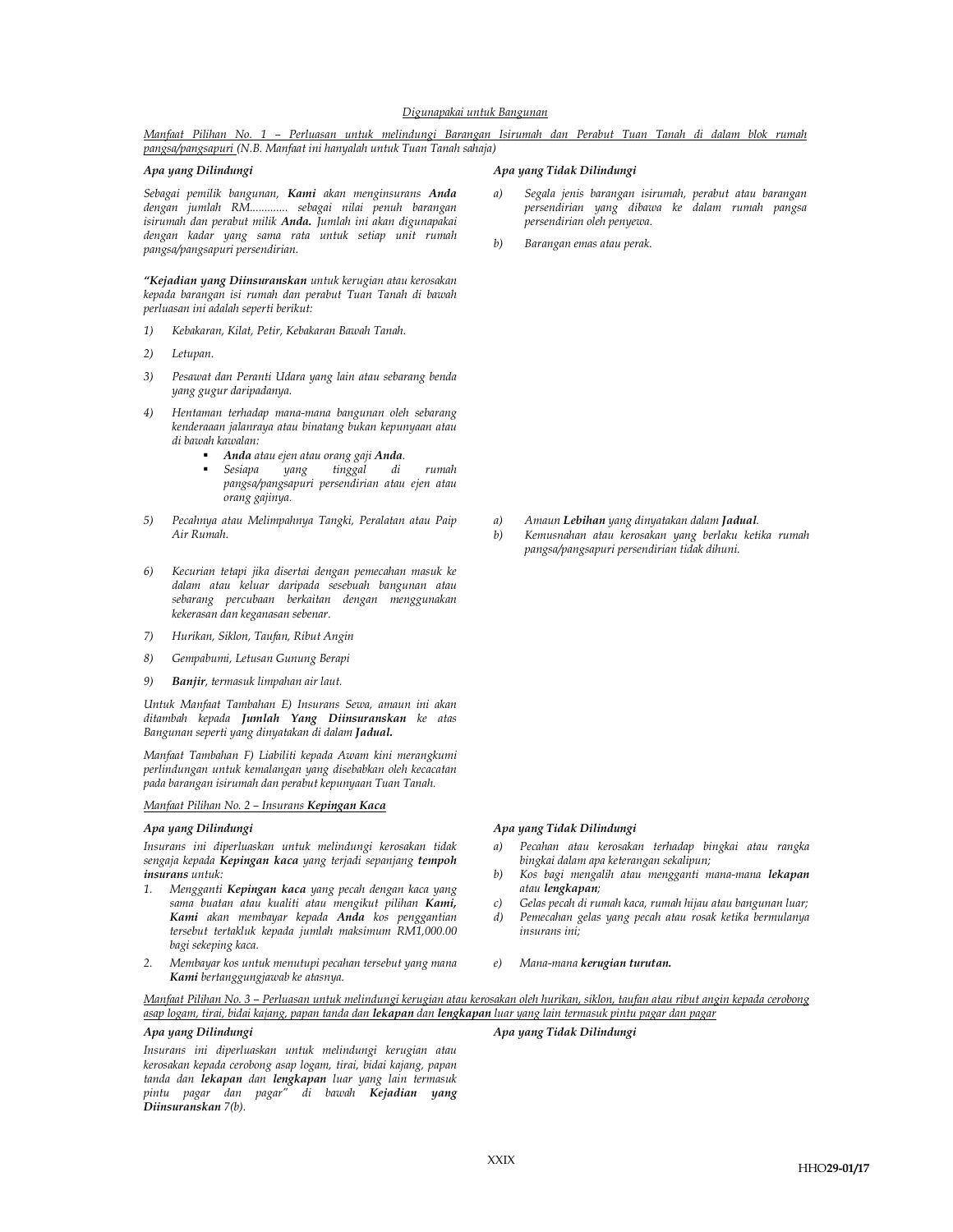*Digunapakai untuk Bangunan*

*Manfaat Pilihan No. 1 – Perluasan untuk melindungi Barangan Isirumah dan Perabut Tuan Tanah di dalam blok rumah pangsa/pangsapuri (N.B. Manfaat ini hanyalah untuk Tuan Tanah sahaja)*

***Apa yang Dilindungi***

*Sebagai pemilik bangunan, **Kami** akan menginsurans **Anda** dengan jumlah RM............. sebagai nilai penuh barangan isirumah dan perabut milik **Anda.** Jumlah ini akan digunapakai dengan kadar yang sama rata untuk setiap unit rumah pangsa/pangsapuri persendirian.*

***Apa yang Tidak Dilindungi***

*a) Segala jenis barangan isirumah, perabut atau barangan persendirian yang dibawa ke dalam rumah pangsa persendirian oleh penyewa.*

*b) Barangan emas atau perak.*

***"Kejadian yang Diinsuranskan** untuk kerugian atau kerosakan kepada barangan isi rumah dan perabut Tuan Tanah di bawah perluasan ini adalah seperti berikut:*

*1) Kebakaran, Kilat, Petir, Kebakaran Bawah Tanah.*

*2) Letupan.*

*3) Pesawat dan Peranti Udara yang lain atau sebarang benda yang gugur daripadanya.*

*4) Hentaman terhadap mana-mana bangunan oleh sebarang kenderaaan jalanraya atau binatang bukan kepunyaan atau di bawah kawalan:*
   - ***Anda** atau ejen atau orang gaji **Anda**.*
   - *Sesiapa yang tinggal di rumah pangsa/pangsapuri persendirian atau ejen atau orang gajinya.*

*5) Pecahnya atau Melimpahnya Tangki, Peralatan atau Paip Air Rumah.*

   *Apa yang Tidak Dilindungi:*
   *a) Amaun **Lebihan** yang dinyatakan dalam **Jadual**.*
   *b) Kemusnahan atau kerosakan yang berlaku ketika rumah pangsa/pangsapuri persendirian tidak dihuni.*

*6) Kecurian tetapi jika disertai dengan pemecahan masuk ke dalam atau keluar daripada sesebuah bangunan atau sebarang percubaan berkaitan dengan menggunakan kekerasan dan keganasan sebenar.*

*7) Hurikan, Siklon, Taufan, Ribut Angin*

*8) Gempabumi, Letusan Gunung Berapi*

*9) **Banjir**, termasuk limpahan air laut.*

*Untuk Manfaat Tambahan E) Insurans Sewa, amaun ini akan ditambah kepada **Jumlah Yang Diinsuranskan** ke atas Bangunan seperti yang dinyatakan di dalam **Jadual.***

*Manfaat Tambahan F) Liabiliti kepada Awam kini merangkumi perlindungan untuk kemalangan yang disebabkan oleh kecacatan pada barangan isirumah dan perabut kepunyaan Tuan Tanah.*

*Manfaat Pilihan No. 2 – Insurans **Kepingan Kaca***

***Apa yang Dilindungi***

*Insurans ini diperluaskan untuk melindungi kerosakan tidak sengaja kepada **Kepingan kaca** yang terjadi sepanjang **tempoh insurans** untuk:*

*1. Mengganti **Kepingan kaca** yang pecah dengan kaca yang sama buatan atau kualiti atau mengikut pilihan **Kami, Kami** akan membayar kepada **Anda** kos penggantian tersebut tertakluk kepada jumlah maksimum RM1,000.00 bagi sekeping kaca.*

*2. Membayar kos untuk menutupi pecahan tersebut yang mana **Kami** bertanggungjawab ke atasnya.*

***Apa yang Tidak Dilindungi***

*a) Pecahan atau kerosakan terhadap bingkai atau rangka bingkai dalam apa keterangan sekalipun;*

*b) Kos bagi mengalih atau mengganti mana-mana **lekapan** atau **lengkapan**;*

*c) Gelas pecah di rumah kaca, rumah hijau atau bangunan luar;*

*d) Pemecahan gelas yang pecah atau rosak ketika bermulanya insurans ini;*

*e) Mana-mana **kerugian turutan.***

*Manfaat Pilihan No. 3 – Perluasan untuk melindungi kerugian atau kerosakan oleh hurikan, siklon, taufan atau ribut angin kepada cerobong asap logam, tirai, bidai kajang, papan tanda dan **lekapan** dan **lengkapan** luar yang lain termasuk pintu pagar dan pagar*

***Apa yang Dilindungi***

*Insurans ini diperluaskan untuk melindungi kerugian atau kerosakan kepada cerobong asap logam, tirai, bidai kajang, papan tanda dan **lekapan** dan **lengkapan** luar yang lain termasuk pintu pagar dan pagar" di bawah **Kejadian yang Diinsuranskan** 7(b).*

***Apa yang Tidak Dilindungi***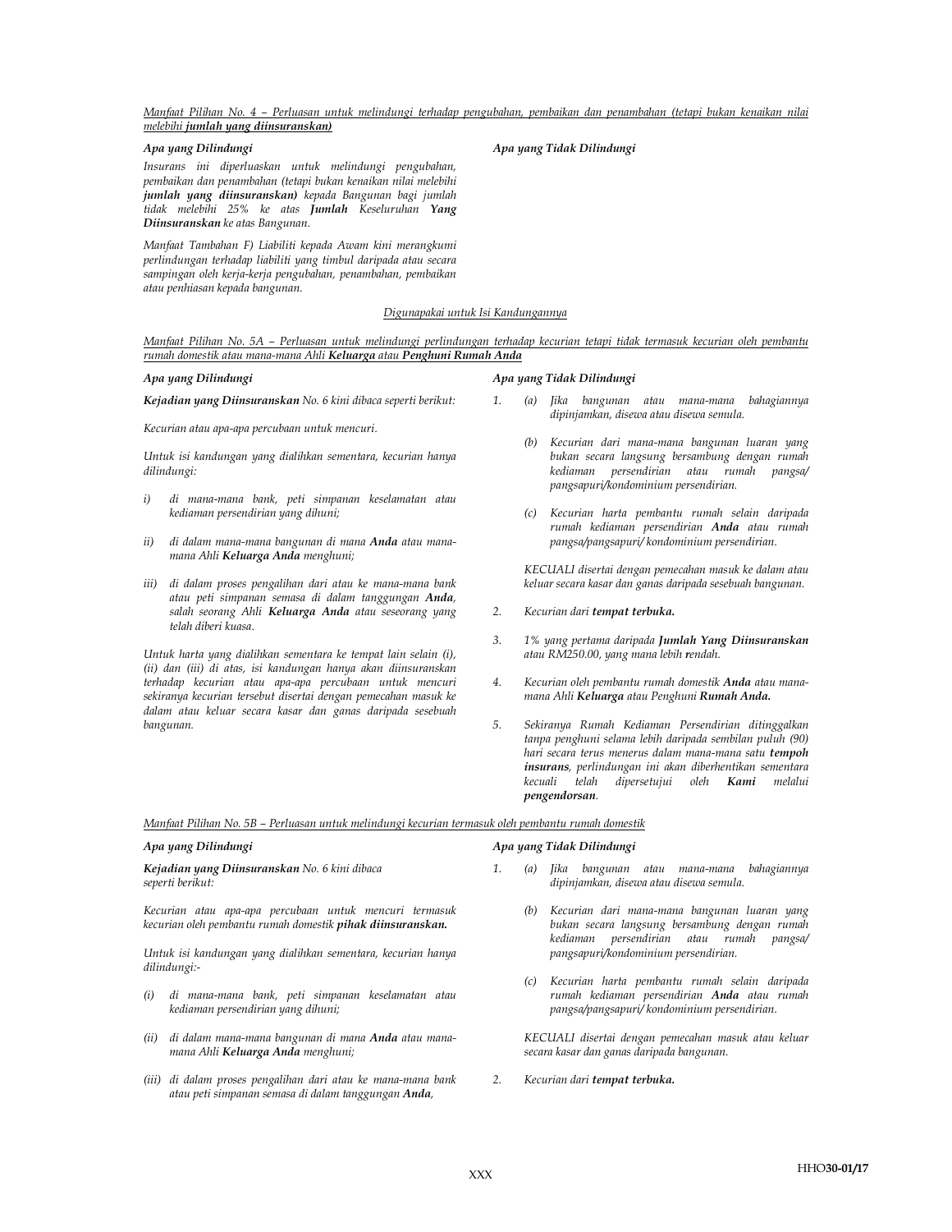*Manfaat Pilihan No. 4 – Perluasan untuk melindungi terhadap pengubahan, pembaikan dan penambahan (tetapi bukan kenaikan nilai melebihi* ***jumlah yang diinsuranskan)***

***Apa yang Dilindungi***

*Insurans ini diperluaskan untuk melindungi pengubahan, pembaikan dan penambahan (tetapi bukan kenaikan nilai melebihi* ***jumlah yang diinsuranskan)*** *kepada Bangunan bagi jumlah tidak melebihi 25% ke atas* ***Jumlah*** *Keseluruhan* ***Yang Diinsuranskan*** *ke atas Bangunan.*

*Manfaat Tambahan F) Liabiliti kepada Awam kini merangkumi perlindungan terhadap liabiliti yang timbul daripada atau secara sampingan oleh kerja-kerja pengubahan, penambahan, pembaikan atau penhiasan kepada bangunan.*

***Apa yang Tidak Dilindungi***

*Digunapakai untuk Isi Kandungannya*

*Manfaat Pilihan No. 5A – Perluasan untuk melindungi perlindungan terhadap kecurian tetapi tidak termasuk kecurian oleh pembantu rumah domestik atau mana-mana Ahli* ***Keluarga*** *atau* ***Penghuni Rumah Anda***

***Apa yang Dilindungi***

***Kejadian yang Diinsuranskan*** *No. 6 kini dibaca seperti berikut:*

*Kecurian atau apa-apa percubaan untuk mencuri.*

*Untuk isi kandungan yang dialihkan sementara, kecurian hanya dilindungi:*

*i) di mana-mana bank, peti simpanan keselamatan atau kediaman persendirian yang dihuni;*

*ii) di dalam mana-mana bangunan di mana* ***Anda*** *atau mana-mana Ahli* ***Keluarga Anda*** *menghuni;*

*iii) di dalam proses pengalihan dari atau ke mana-mana bank atau peti simpanan semasa di dalam tanggungan* ***Anda****, salah seorang Ahli* ***Keluarga Anda*** *atau seseorang yang telah diberi kuasa.*

*Untuk harta yang dialihkan sementara ke tempat lain selain (i), (ii) dan (iii) di atas, isi kandungan hanya akan diinsuranskan terhadap kecurian atau apa-apa percubaan untuk mencuri sekiranya kecurian tersebut disertai dengan pemecahan masuk ke dalam atau keluar secara kasar dan ganas daripada sesebuah bangunan.*

***Apa yang Tidak Dilindungi***

*1. (a) Jika bangunan atau mana-mana bahagiannya dipinjamkan, disewa atau disewa semula.*

*(b) Kecurian dari mana-mana bangunan luaran yang bukan secara langsung bersambung dengan rumah kediaman persendirian atau rumah pangsa/ pangsapuri/kondominium persendirian.*

*(c) Kecurian harta pembantu rumah selain daripada rumah kediaman persendirian* ***Anda*** *atau rumah pangsa/pangsapuri/ kondominium persendirian.*

*KECUALI disertai dengan pemecahan masuk ke dalam atau keluar secara kasar dan ganas daripada sesebuah bangunan.*

*2. Kecurian dari* ***tempat terbuka.***

*3. 1% yang pertama daripada* ***Jumlah Yang Diinsuranskan*** *atau RM250.00, yang mana lebih* ***r****endah.*

*4. Kecurian oleh pembantu rumah domestik* ***Anda*** *atau mana-mana Ahli* ***Keluarga*** *atau Penghuni* ***Rumah Anda.***

*5. Sekiranya Rumah Kediaman Persendirian ditinggalkan tanpa penghuni selama lebih daripada sembilan puluh (90) hari secara terus menerus dalam mana-mana satu* ***tempoh insurans****, perlindungan ini akan diberhentikan sementara kecuali telah dipersetujui oleh* ***Kami*** *melalui* ***pengendorsan****.*

*Manfaat Pilihan No. 5B – Perluasan untuk melindungi kecurian termasuk oleh pembantu rumah domestik*

***Apa yang Dilindungi***

***Kejadian yang Diinsuranskan*** *No. 6 kini dibaca seperti berikut:*

*Kecurian atau apa-apa percubaan untuk mencuri termasuk kecurian oleh pembantu rumah domestik* ***pihak diinsuranskan.***

*Untuk isi kandungan yang dialihkan sementara, kecurian hanya dilindungi:-*

*(i) di mana-mana bank, peti simpanan keselamatan atau kediaman persendirian yang dihuni;*

*(ii) di dalam mana-mana bangunan di mana* ***Anda*** *atau mana-mana Ahli* ***Keluarga Anda*** *menghuni;*

*(iii) di dalam proses pengalihan dari atau ke mana-mana bank atau peti simpanan semasa di dalam tanggungan* ***Anda****,*

***Apa yang Tidak Dilindungi***

*1. (a) Jika bangunan atau mana-mana bahagiannya dipinjamkan, disewa atau disewa semula.*

*(b) Kecurian dari mana-mana bangunan luaran yang bukan secara langsung bersambung dengan rumah kediaman persendirian atau rumah pangsa/ pangsapuri/kondominium persendirian.*

*(c) Kecurian harta pembantu rumah selain daripada rumah kediaman persendirian* ***Anda*** *atau rumah pangsa/pangsapuri/ kondominium persendirian.*

*KECUALI disertai dengan pemecahan masuk atau keluar secara kasar dan ganas daripada bangunan.*

*2. Kecurian dari* ***tempat terbuka.***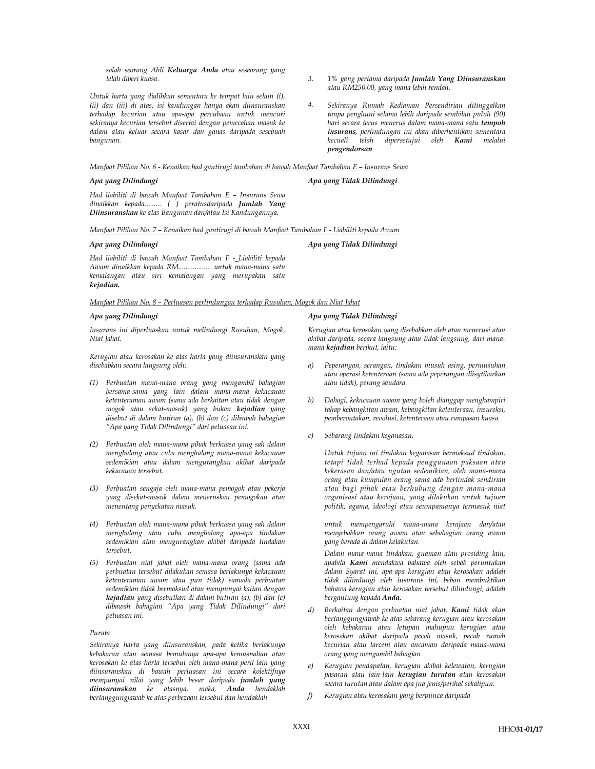*salah seorang Ahli **Keluarga Anda** atau seseorang yang telah diberi kuasa.*

*Untuk harta yang dialihkan sementara ke tempat lain selain (i), (ii) dan (iii) di atas, isi kandungan hanya akan diinsuranskan terhadap kecurian atau apa-apa percubaan untuk mencuri sekiranya kecurian tersebut disertai dengan pemecahan masuk ke dalam atau keluar secara kasar dan ganas daripada sesebuah bangunan.*

3. *1% yang pertama daripada **Jumlah Yang Diinsuranskan** atau RM250.00, yang mana lebih **r**endah.*

4. *Sekiranya Rumah Kediaman Persendirian ditinggalkan tanpa penghuni selama lebih daripada sembilan puluh (90) hari secara terus menerus dalam mana-mana satu **tempoh insurans**, perlindungan ini akan diberhentikan sementara kecuali telah dipersetujui oleh **Kami** melalui **pengendorsan**.*

*Manfaat Pilihan No. 6 - Kenaikan had gantirugi tambahan di bawah Manfaat Tambahan E – Insurans Sewa*

***Apa yang Dilindungi***

*Had liabiliti di bawah Manfaat Tambahan E – Insurans Sewa dinaikkan kepada......... ( ) peratusdaripada **Jumlah Yang Diinsuranskan** ke atas Bangunan dan/atau Isi Kandungannya.*

***Apa yang Tidak Dilindungi***

*Manfaat Pilihan No. 7 – Kenaikan had gantirugi di bawah Manfaat Tambahan F - Liabiliti kepada Awam*

***Apa yang Dilindungi***

*Had liabiliti di bawah Manfaat Tambahan F - Liabiliti kepada Awam dinaikkan kepada RM................. untuk mana-mana satu kemalangan atau siri kemalangan yang merupakan satu **kejadian.***

***Apa yang Tidak Dilindungi***

*Manfaat Pilihan No. 8 – Perluasan perlindungan terhadap Rusuhan, Mogok dan Niat Jahat*

***Apa yang Dilindungi***

*Insurans ini diperluaskan untuk melindungi Rusuhan, Mogok, Niat Jahat.*

*Kerugian atau kerosakan ke atas harta yang diinsuranskan yang disebabkan secara langsung oleh:*

(1) *Perbuatan mana-mana orang yang mengambil bahagian bersama-sama yang lain dalam mana-mana kekacauan ketenteraman awam (sama ada berkaitan atau tidak dengan mogok atau sekat-masuk) yang bukan **kejadian** yang disebut di dalam butiran (a), (b) dan (c) dibawah bahagian "Apa yang Tidak Dilindungi" dari peluasan ini.*

(2) *Perbuatan oleh mana-mana pihak berkuasa yang sah dalam menghalang atau cuba menghalang mana-mana kekacauan sedemikian atau dalam mengurangkan akibat daripada kekacauan tersebut.*

(3) *Perbuatan sengaja oleh mana-mana pemogok atau pekerja yang disekat-masuk dalam meneruskan pemogokan atau menentang penyekatan masuk.*

(4) *Perbuatan oleh mana-mana pihak berkuasa yang sah dalam menghalang atau cuba menghalang apa-apa tindakan sedemikian atau mengurangkan akibat daripada tindakan tersebut.*

(5) *Perbuatan niat jahat oleh mana-mana orang (sama ada perbuatan tersebut dilakukan semasa berlakunya kekacauan ketenteraman awam atau pun tidak) samada perbuatan sedemikian tidak bermaksud atau mempunyai kaitan dengan **kejadian** yang disebutkan di dalam butiran (a), (b) dan (c) dibawah bahagian "Apa yang Tidak Dilindungi" dari peluasan ini.*

*Purata*

*Sekiranya harta yang diinsuranskan, pada ketika berlakunya kebakaran atau semasa bemulanya apa-apa kemusnahan atau kerosakan ke atas harta tersebut oleh mana-mana peril lain yang diinsuranskan di bawah perluasan ini secara kolektifnya mempunyai nilai yang lebih besar daripada **jumlah yang diinsuranskan** ke atasnya, maka, **Anda** hendaklah bertanggungjawab ke atas perbezaan tersebut dan hendaklah*

***Apa yang Tidak Dilindungi***

*Kerugian atau kerosakan yang disebabkan oleh atau menerusi atau akibat daripada, secara langsung atau tidak langsung, dari mana-mana **kejadian** berikut, iaitu:*

a) *Peperangan, serangan, tindakan musuh asing, permusuhan atau operasi ketenteraan (sama ada peperangan diisytiharkan atau tidak), perang saudara.*

b) *Dahagi, kekacauan awam yang boleh dianggap menghampiri tahap kebangkitan awam, kebangkitan ketenteraan, insureksi, pemberontakan, revolusi, ketenteraan atau rampasan kuasa.*

c) *Sebarang tindakan keganasan.*

   *Untuk tujuan ini tindakan keganasan bermaksud tindakan, tetapi tidak terhad kepada penggunaan paksaan atau kekerasan dan/atau ugutan sedemikian, oleh mana-mana orang atau kumpulan orang sama ada bertindak sendirian atau bagi pihak atau berhubung dengan mana-mana organisasi atau kerajaan, yang dilakukan untuk tujuan politik, agama, ideologi atau seumpamanya termasuk niat untuk mempengaruhi mana-mana kerajaan dan/atau menyebabkan orang awam atau sebahagian orang awam yang berada di dalam ketakutan.*

   *Dalam mana-mana tindakan, guaman atau prosiding lain, apabila **Kami** mendakwa bahawa oleh sebab peruntukan dalam Syarat ini, apa-apa kerugian atau kerosakan adalah tidak dilindungi oleh insurans ini, beban membuktikan bahawa kerugian atau kerosakan tersebut dilindungi, adalah bergantung kepada **Anda.***

d) *Berkaitan dengan perbuatan niat jahat, **Kami** tidak akan bertanggungjawab ke atas sebarang kerugian atau kerosakan oleh kebakaran atau letupan mahupun kerugian atau kerosakan akibat daripada pecah masuk, pecah rumah kecurian atau larceni atau ancaman daripada mana-mana orang yang mengambil bahagian*

e) *Kerugian pendapatan, kerugian akibat kelewatan, kerugian pasaran atau lain-lain **kerugian turutan** atau kerosakan secara turutan atau dalam apa jua jenis/perihal sekalipun.*

f) *Kerugian atau kerosakan yang berpunca daripada*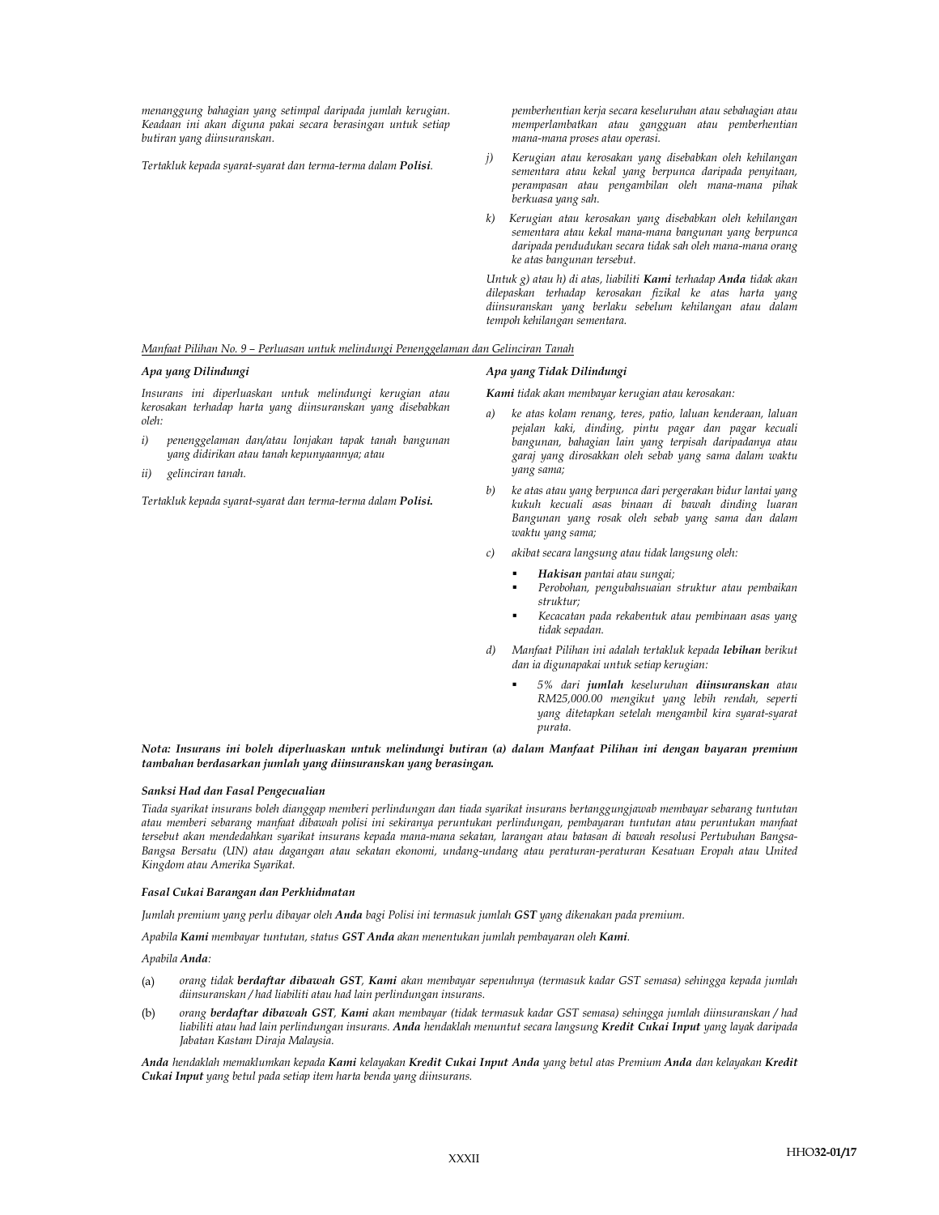*menanggung bahagian yang setimpal daripada jumlah kerugian. Keadaan ini akan diguna pakai secara berasingan untuk setiap butiran yang diinsuranskan.*

*Tertakluk kepada syarat-syarat dan terma-terma dalam* ***Polisi****.*

*pemberhentian kerja secara keseluruhan atau sebahagian atau memperlambatkan atau gangguan atau pemberhentian mana-mana proses atau operasi.*

j) *Kerugian atau kerosakan yang disebabkan oleh kehilangan sementara atau kekal yang berpunca daripada penyitaan, perampasan atau pengambilan oleh mana-mana pihak berkuasa yang sah.*

k) *Kerugian atau kerosakan yang disebabkan oleh kehilangan sementara atau kekal mana-mana bangunan yang berpunca daripada pendudukan secara tidak sah oleh mana-mana orang ke atas bangunan tersebut.*

*Untuk g) atau h) di atas, liabiliti* ***Kami*** *terhadap* ***Anda*** *tidak akan dilepaskan terhadap kerosakan fizikal ke atas harta yang diinsuranskan yang berlaku sebelum kehilangan atau dalam tempoh kehilangan sementara.*

*Manfaat Pilihan No. 9 – Perluasan untuk melindungi Penenggelaman dan Gelinciran Tanah*

***Apa yang Dilindungi***

*Insurans ini diperluaskan untuk melindungi kerugian atau kerosakan terhadap harta yang diinsuranskan yang disebabkan oleh:*

i) *penenggelaman dan/atau lonjakan tapak tanah bangunan yang didirikan atau tanah kepunyaannya; atau*

ii) *gelinciran tanah.*

*Tertakluk kepada syarat-syarat dan terma-terma dalam* ***Polisi.***

***Apa yang Tidak Dilindungi***

***Kami*** *tidak akan membayar kerugian atau kerosakan:*

a) *ke atas kolam renang, teres, patio, laluan kenderaan, laluan pejalan kaki, dinding, pintu pagar dan pagar kecuali bangunan, bahagian lain yang terpisah daripadanya atau garaj yang dirosakkan oleh sebab yang sama dalam waktu yang sama;*

b) *ke atas atau yang berpunca dari pergerakan bidur lantai yang kukuh kecuali asas binaan di bawah dinding luaran Bangunan yang rosak oleh sebab yang sama dan dalam waktu yang sama;*

c) *akibat secara langsung atau tidak langsung oleh:*
   - ***Hakisan*** *pantai atau sungai;*
   - *Perobohan, pengubahsuaian struktur atau pembaikan struktur;*
   - *Kecacatan pada rekabentuk atau pembinaan asas yang tidak sepadan.*

d) *Manfaat Pilihan ini adalah tertakluk kepada* ***lebihan*** *berikut dan ia digunapakai untuk setiap kerugian:*
   - *5% dari* ***jumlah*** *keseluruhan* ***diinsuranskan*** *atau RM25,000.00 mengikut yang lebih rendah, seperti yang ditetapkan setelah mengambil kira syarat-syarat purata.*

***Nota: Insurans ini boleh diperluaskan untuk melindungi butiran (a) dalam Manfaat Pilihan ini dengan bayaran premium tambahan berdasarkan jumlah yang diinsuranskan yang berasingan.***

***Sanksi Had dan Fasal Pengecualian***

*Tiada syarikat insurans boleh dianggap memberi perlindungan dan tiada syarikat insurans bertanggungjawab membayar sebarang tuntutan atau memberi sebarang manfaat dibawah polisi ini sekiranya peruntukan perlindungan, pembayaran tuntutan atau peruntukan manfaat tersebut akan mendedahkan syarikat insurans kepada mana-mana sekatan, larangan atau batasan di bawah resolusi Pertubuhan Bangsa-Bangsa Bersatu (UN) atau dagangan atau sekatan ekonomi, undang-undang atau peraturan-peraturan Kesatuan Eropah atau United Kingdom atau Amerika Syarikat.*

***Fasal Cukai Barangan dan Perkhidmatan***

*Jumlah premium yang perlu dibayar oleh* ***Anda*** *bagi Polisi ini termasuk jumlah* ***GST*** *yang dikenakan pada premium.*

*Apabila* ***Kami*** *membayar tuntutan, status* ***GST Anda*** *akan menentukan jumlah pembayaran oleh* ***Kami****.*

*Apabila* ***Anda****:*

(a) *orang tidak* ***berdaftar dibawah GST****,* ***Kami*** *akan membayar sepenuhnya (termasuk kadar GST semasa) sehingga kepada jumlah diinsuranskan / had liabiliti atau had lain perlindungan insurans.*

(b) *orang* ***berdaftar dibawah GST****,* ***Kami*** *akan membayar (tidak termasuk kadar GST semasa) sehingga jumlah diinsuranskan / had liabiliti atau had lain perlindungan insurans.* ***Anda*** *hendaklah menuntut secara langsung* ***Kredit Cukai Input*** *yang layak daripada Jabatan Kastam Diraja Malaysia.*

***Anda*** *hendaklah memaklumkan kepada* ***Kami*** *kelayakan* ***Kredit Cukai Input Anda*** *yang betul atas Premium* ***Anda*** *dan kelayakan* ***Kredit Cukai Input*** *yang betul pada setiap item harta benda yang diinsurans.*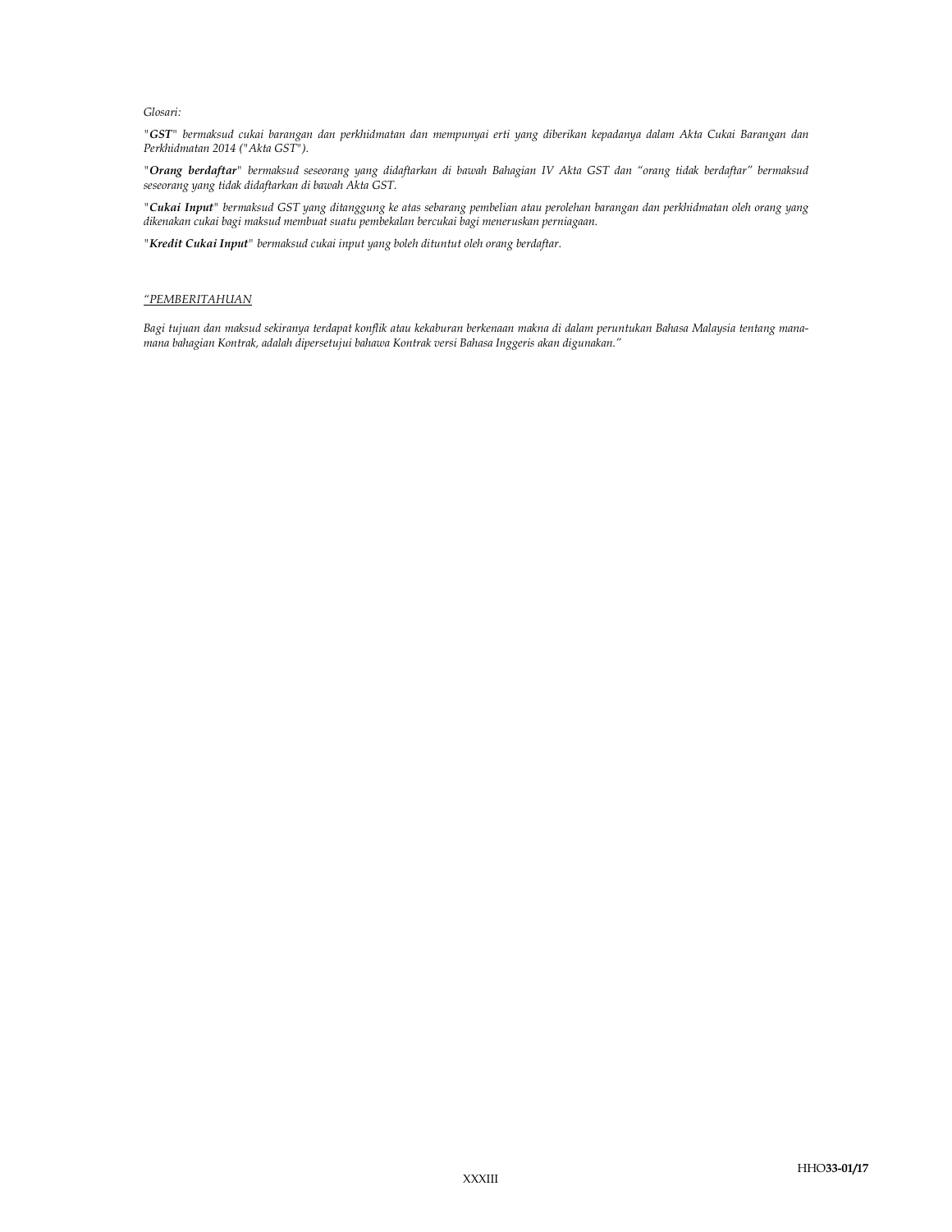*Glosari:*

*"**GST**" bermaksud cukai barangan dan perkhidmatan dan mempunyai erti yang diberikan kepadanya dalam Akta Cukai Barangan dan Perkhidmatan 2014 ("Akta GST").*

*"**Orang berdaftar**" bermaksud seseorang yang didaftarkan di bawah Bahagian IV Akta GST dan "orang tidak berdaftar" bermaksud seseorang yang tidak didaftarkan di bawah Akta GST.*

*"**Cukai Input**" bermaksud GST yang ditanggung ke atas sebarang pembelian atau perolehan barangan dan perkhidmatan oleh orang yang dikenakan cukai bagi maksud membuat suatu pembekalan bercukai bagi meneruskan perniagaan.*

*"**Kredit Cukai Input**" bermaksud cukai input yang boleh dituntut oleh orang berdaftar.*

*"<u>PEMBERITAHUAN</u>*

*Bagi tujuan dan maksud sekiranya terdapat konflik atau kekaburan berkenaan makna di dalam peruntukan Bahasa Malaysia tentang mana-mana bahagian Kontrak, adalah dipersetujui bahawa Kontrak versi Bahasa Inggeris akan digunakan."*